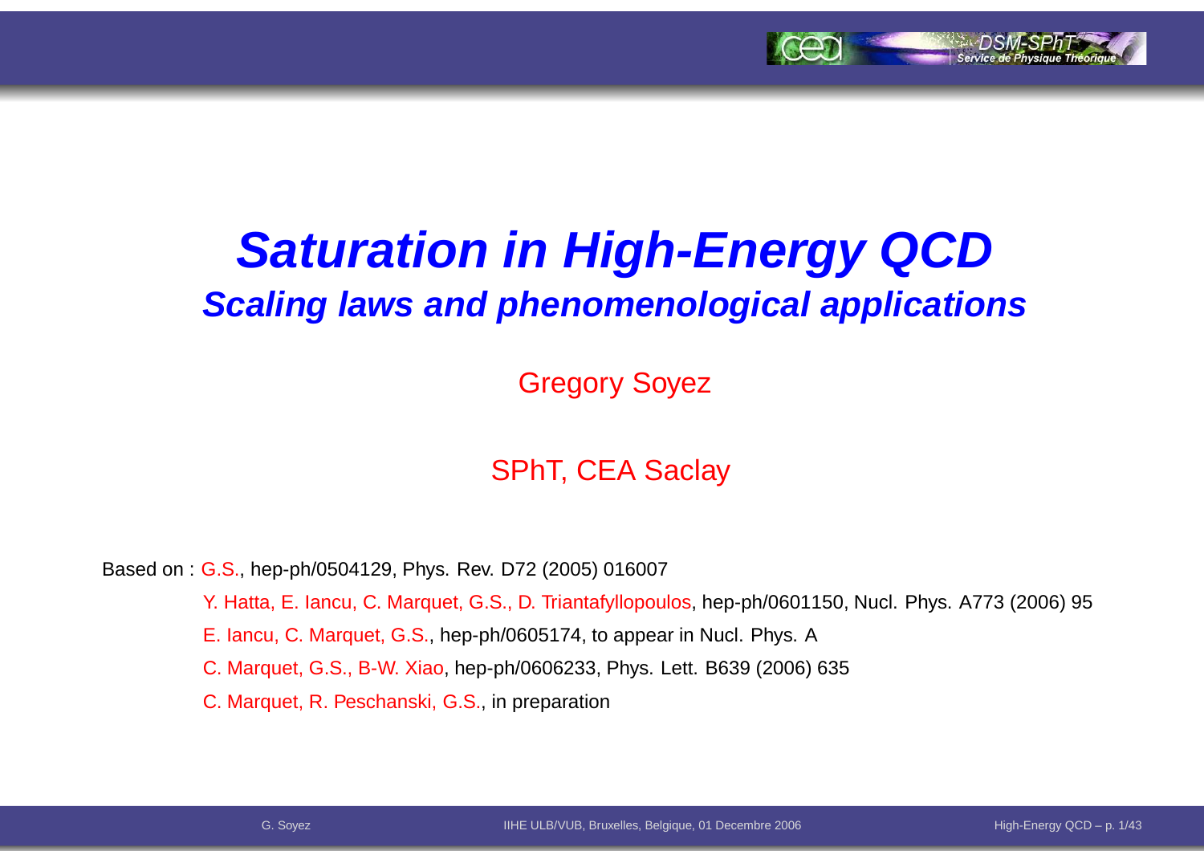# Saturation in High-Energy QCD

## Scaling laws and phenomenological applications

Gregory Soyez

SPhT, CEA Saclay

Based on : G.S., hep-ph/0504129, Phys. Rev. D72 (2005) 016007

Y. Hatta, E. Iancu, C. Marquet, G.S., D. Triantafyllopoulos, hep-ph/0601150, Nucl. Phys. A773 (2006) 95

E. Iancu, C. Marquet, G.S., hep-ph/0605174, to appear in Nucl. Phys. A

C. Marquet, G.S., B-W. Xiao, hep-ph/0606233, Phys. Lett. B639 (2006) 635

C. Marquet, R. Peschanski, G.S., in preparation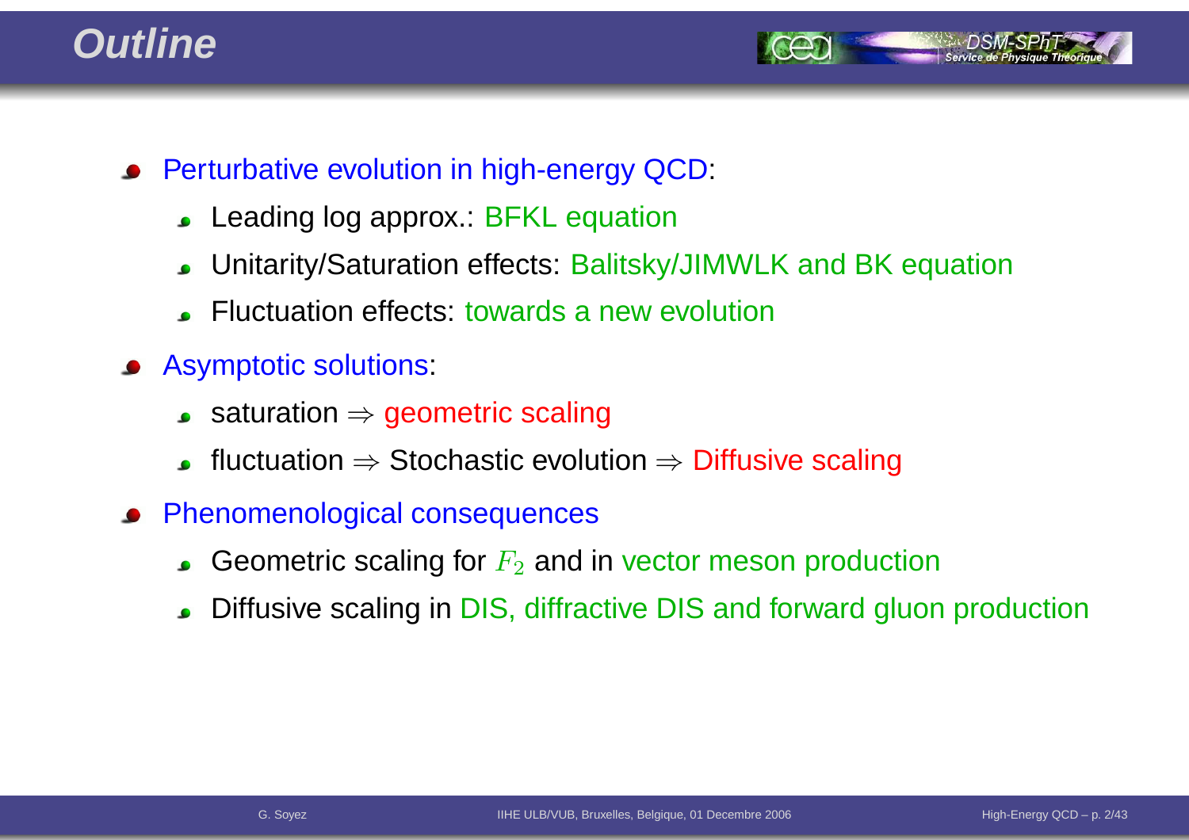# Outline

- Perturbative evolution in high-energy QCD:
  - Leading log approx.: BFKL equation
  - Unitarity/Saturation effects: Balitsky/JIMWLK and BK equation
  - Fluctuation effects: towards a new evolution
- Asymptotic solutions:
  - saturation $\Rightarrow$ geometric scaling
  - fluctuation $\Rightarrow$ Stochastic evolution $\Rightarrow$ Diffusive scaling
- Phenomenological consequences
  - Geometric scaling for $F_2$ and in vector meson production
  - Diffusive scaling in DIS, diffractive DIS and forward gluon production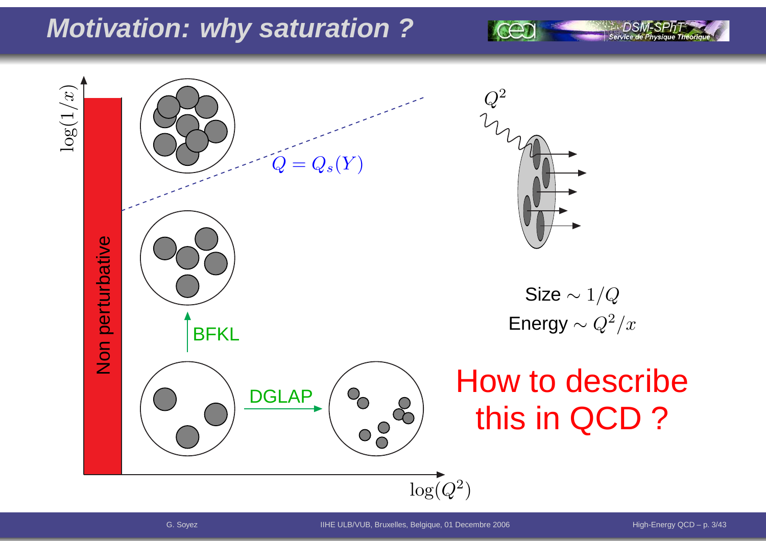# Motivation: why saturation ?

$\log(1/x)$

Non perturbative

$Q = Q_s(Y)$

BFKL

DGLAP

$\log(Q^2)$

$Q^2$

Size $\sim 1/Q$

Energy $\sim Q^2/x$

How to describe this in QCD ?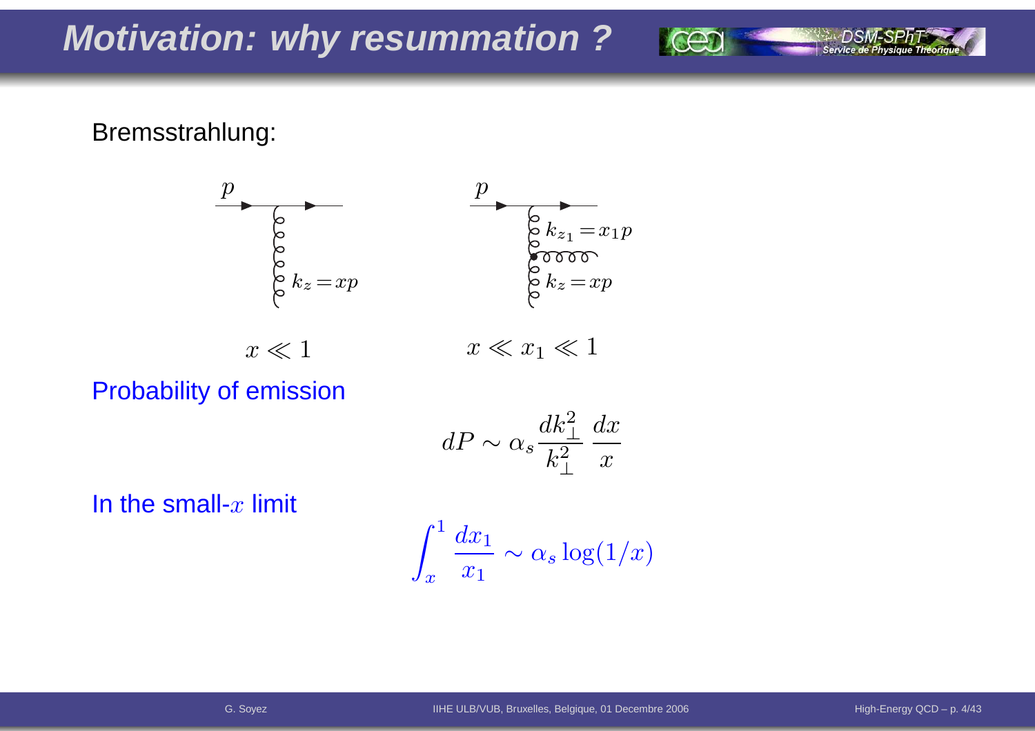# Motivation: why resummation ?

Bremsstrahlung:

$p$, $k_z = xp$ — $x \ll 1$

$p$, $k_{z_1} = x_1 p$, $k_z = xp$ — $x \ll x_1 \ll 1$

Probability of emission

$$dP \sim \alpha_s \frac{dk_\perp^2}{k_\perp^2} \frac{dx}{x}$$

In the small-$x$ limit

$$\int_x^1 \frac{dx_1}{x_1} \sim \alpha_s \log(1/x)$$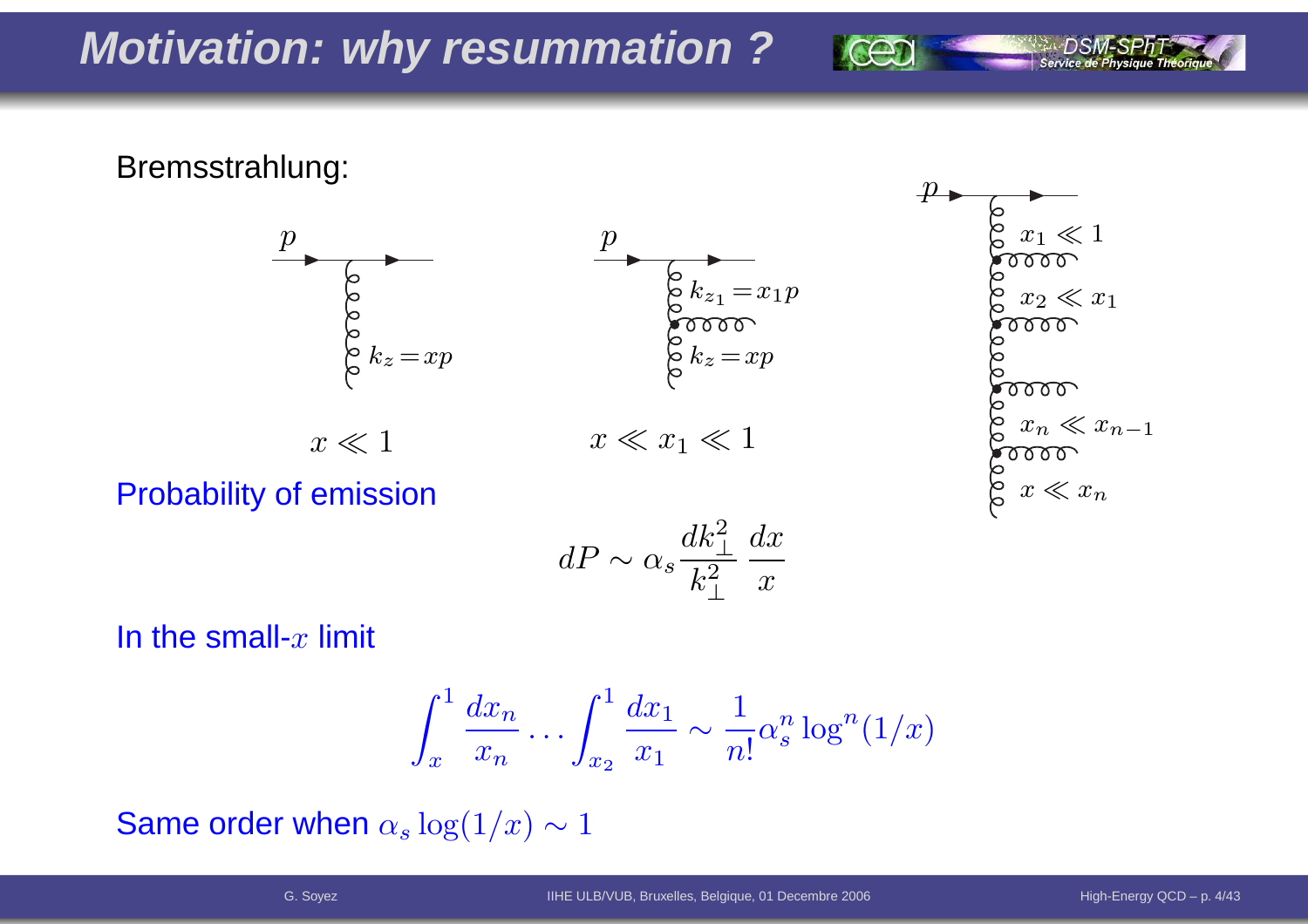# Motivation: why resummation ?

Bremsstrahlung:

$p$, $k_z = xp$

$x \ll 1$

$p$, $k_{z_1} = x_1 p$, $k_z = xp$

$x \ll x_1 \ll 1$

$p$, $x_1 \ll 1$, $x_2 \ll x_1$, $x_n \ll x_{n-1}$, $x \ll x_n$

Probability of emission

$$dP \sim \alpha_s \frac{dk_\perp^2}{k_\perp^2} \frac{dx}{x}$$

In the small-$x$ limit

$$\int_x^1 \frac{dx_n}{x_n} \dots \int_{x_2}^1 \frac{dx_1}{x_1} \sim \frac{1}{n!} \alpha_s^n \log^n(1/x)$$

Same order when $\alpha_s \log(1/x) \sim 1$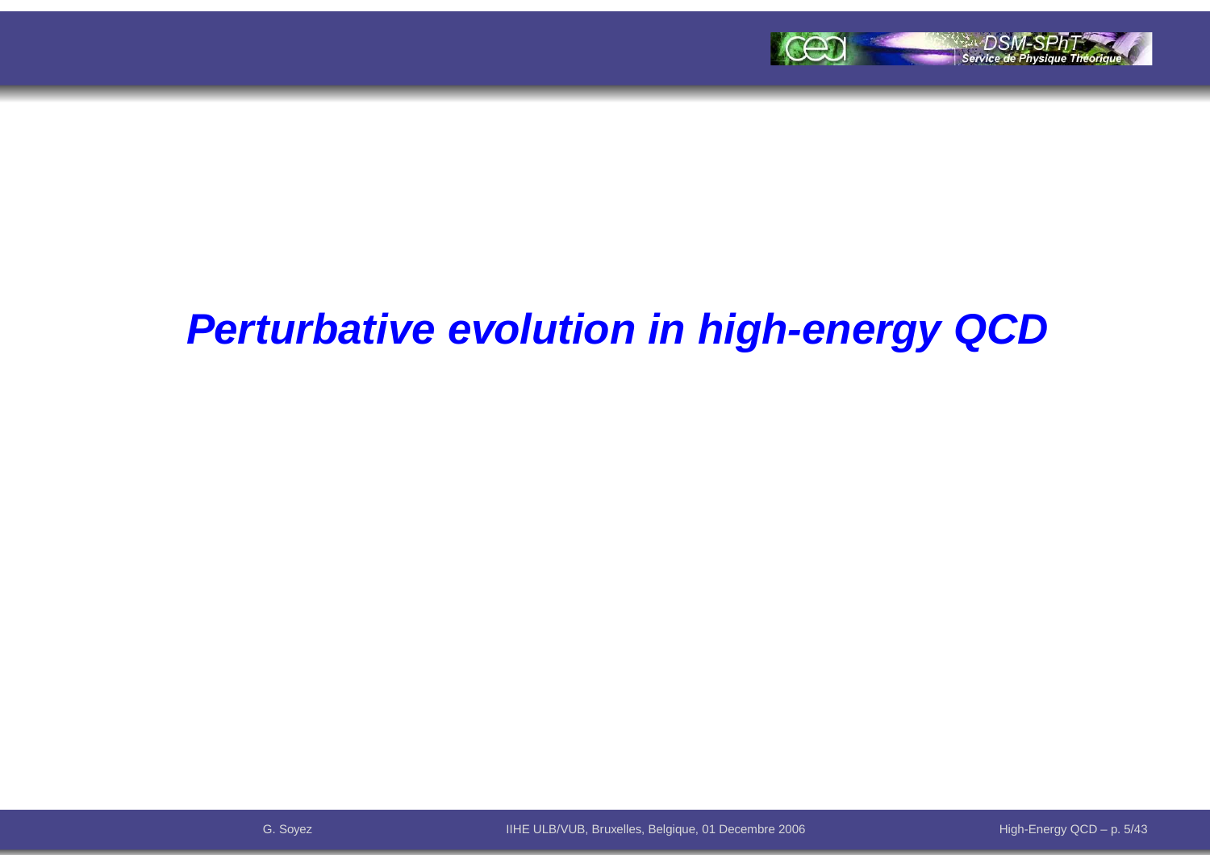# *Perturbative evolution in high-energy QCD*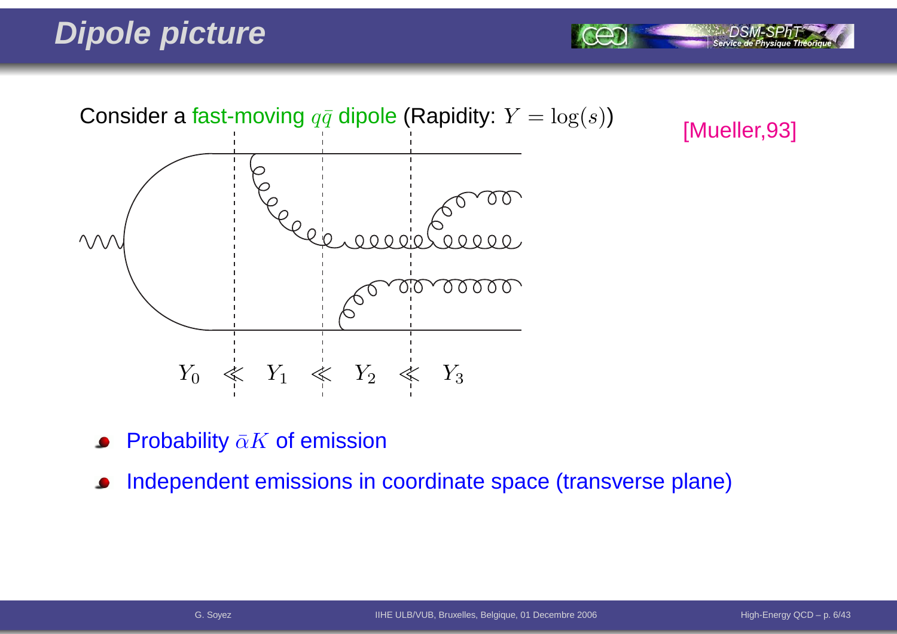# Dipole picture

Consider a fast-moving $q\bar{q}$ dipole (Rapidity: $Y = \log(s)$)

[Mueller,93]

$Y_0 \lll Y_1 \lll Y_2 \lll Y_3$

- Probability $\bar{\alpha}K$ of emission
- Independent emissions in coordinate space (transverse plane)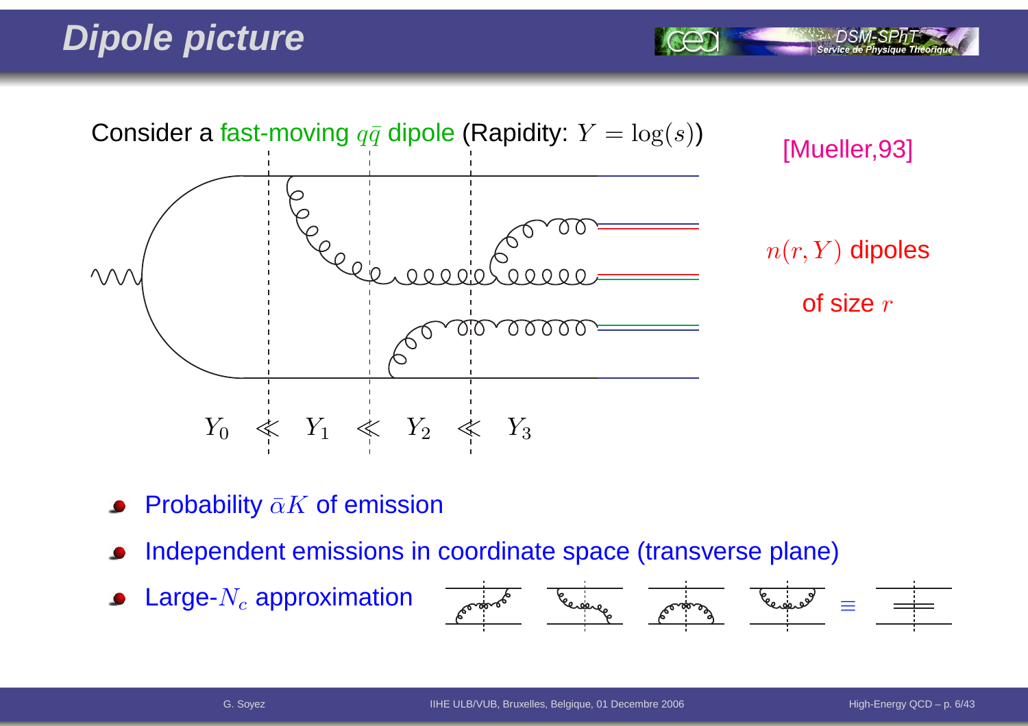# Dipole picture

Consider a fast-moving $q\bar{q}$ dipole (Rapidity: $Y = \log(s)$)

[Mueller,93]

$n(r, Y)$ dipoles

of size $r$

$Y_0 \ll Y_1 \ll Y_2 \ll Y_3$

- Probability $\bar{\alpha}K$ of emission
- Independent emissions in coordinate space (transverse plane)
- Large-$N_c$ approximation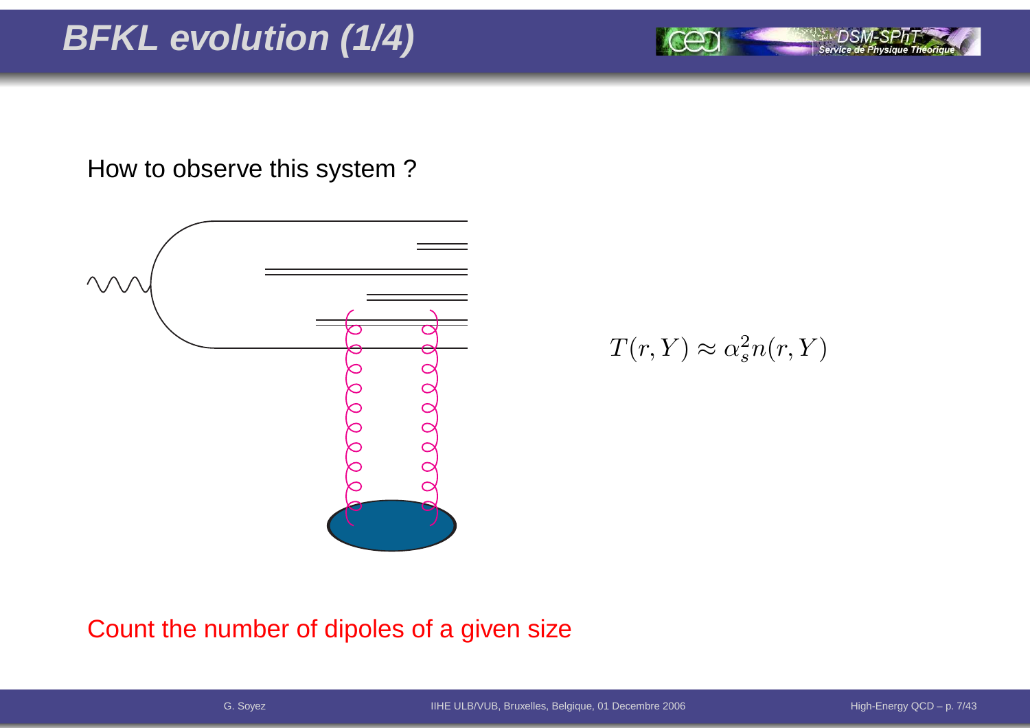# BFKL evolution (1/4)

How to observe this system ?

$$T(r,Y) \approx \alpha_s^2 n(r,Y)$$

Count the number of dipoles of a given size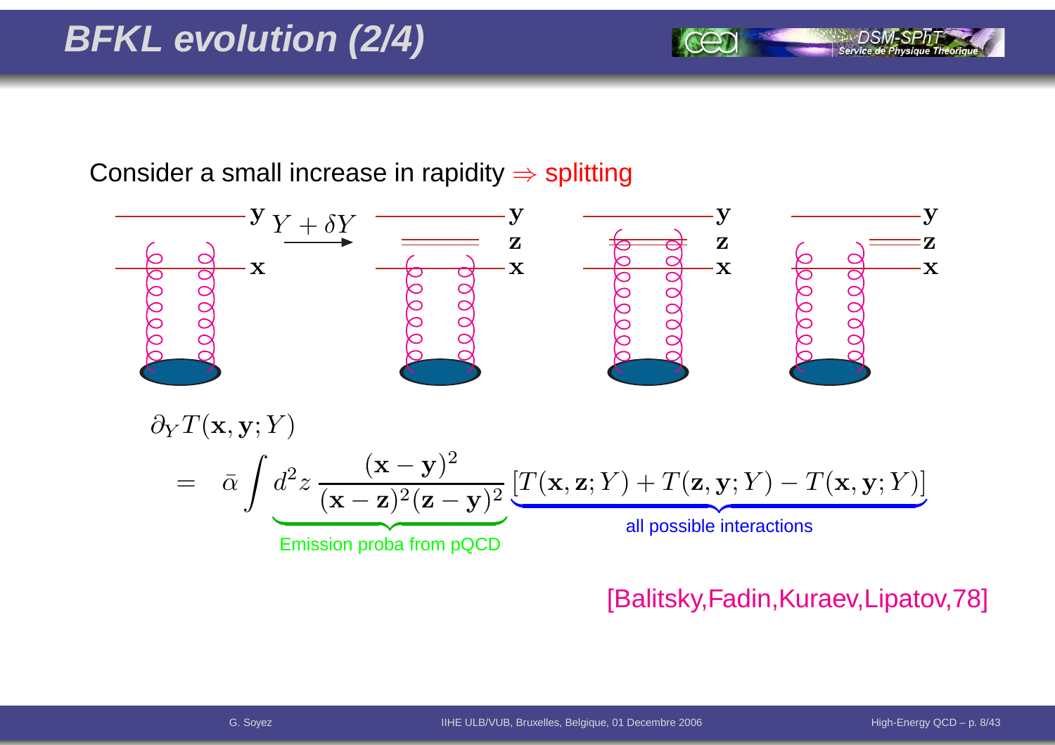# BFKL evolution (2/4)

Consider a small increase in rapidity ⇒ splitting

$Y + \delta Y$

$\mathbf{y}$, $\mathbf{z}$, $\mathbf{x}$

$$\partial_Y T(\mathbf{x}, \mathbf{y}; Y) = \bar{\alpha} \int \underbrace{d^2 z \, \frac{(\mathbf{x}-\mathbf{y})^2}{(\mathbf{x}-\mathbf{z})^2 (\mathbf{z}-\mathbf{y})^2}}_{\text{Emission proba from pQCD}} \underbrace{\left[ T(\mathbf{x}, \mathbf{z}; Y) + T(\mathbf{z}, \mathbf{y}; Y) - T(\mathbf{x}, \mathbf{y}; Y) \right]}_{\text{all possible interactions}}$$

[Balitsky,Fadin,Kuraev,Lipatov,78]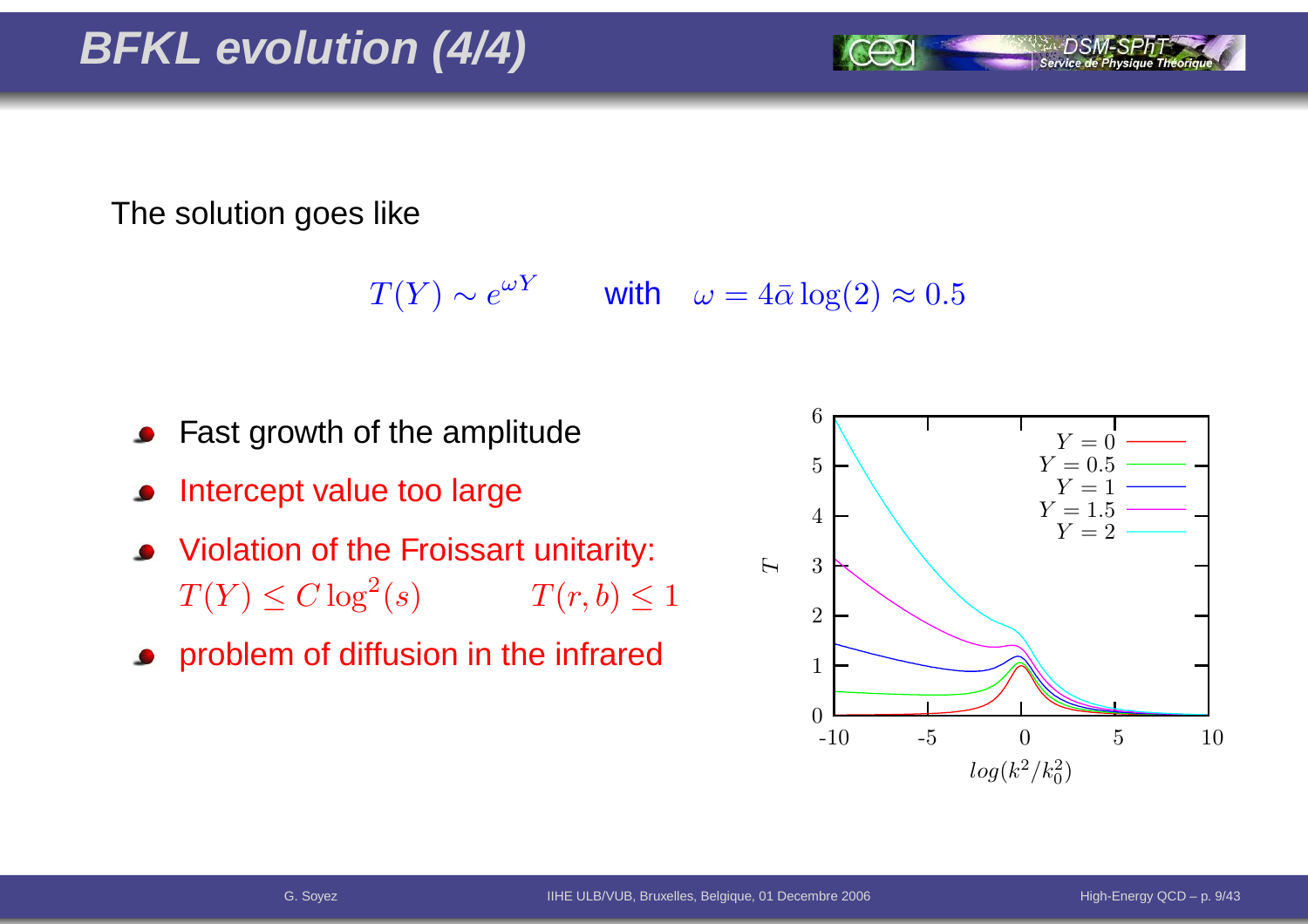# BFKL evolution (4/4)

The solution goes like

$$T(Y) \sim e^{\omega Y} \qquad \text{with} \quad \omega = 4\bar{\alpha}\log(2) \approx 0.5$$

- Fast growth of the amplitude
- Intercept value too large
- Violation of the Froissart unitarity:
  $T(Y) \le C\log^2(s)$ $\qquad$ $T(r,b) \le 1$
- problem of diffusion in the infrared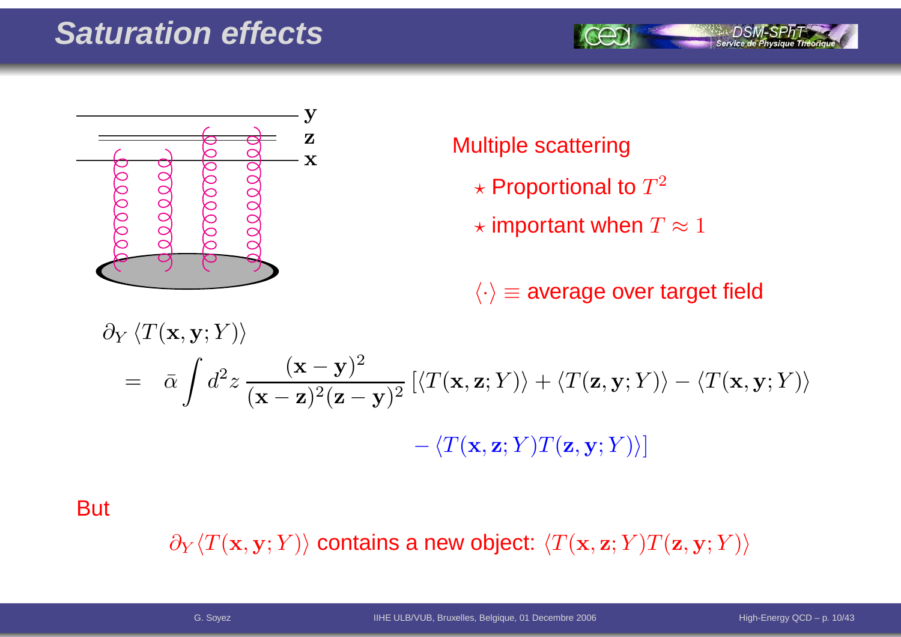# Saturation effects

Multiple scattering

- ⋆ Proportional to $T^2$
- ⋆ important when $T \approx 1$

$\langle\cdot\rangle \equiv$ average over target field

$$
\begin{aligned}
&\partial_Y \langle T(\mathbf{x},\mathbf{y};Y)\rangle \\
&= \bar{\alpha} \int d^2z \, \frac{(\mathbf{x}-\mathbf{y})^2}{(\mathbf{x}-\mathbf{z})^2(\mathbf{z}-\mathbf{y})^2} \left[\langle T(\mathbf{x},\mathbf{z};Y)\rangle + \langle T(\mathbf{z},\mathbf{y};Y)\rangle - \langle T(\mathbf{x},\mathbf{y};Y)\rangle \right. \\
&\qquad \left. - \langle T(\mathbf{x},\mathbf{z};Y) T(\mathbf{z},\mathbf{y};Y)\rangle \right]
\end{aligned}
$$

But

$\partial_Y \langle T(\mathbf{x},\mathbf{y};Y)\rangle$ contains a new object: $\langle T(\mathbf{x},\mathbf{z};Y) T(\mathbf{z},\mathbf{y};Y)\rangle$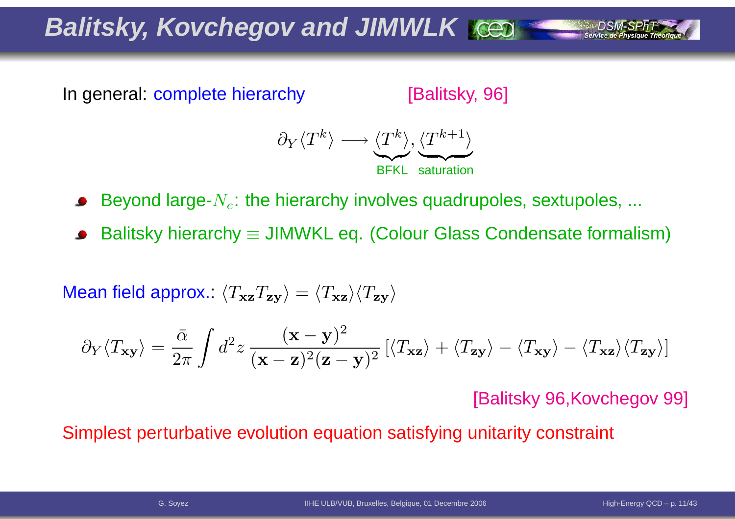# Balitsky, Kovchegov and JIMWLK

In general: complete hierarchy [Balitsky, 96]

$$\partial_Y \langle T^k \rangle \longrightarrow \underbrace{\langle T^k \rangle}_{\text{BFKL}}, \underbrace{\langle T^{k+1} \rangle}_{\text{saturation}}$$

- Beyond large-$N_c$: the hierarchy involves quadrupoles, sextupoles, ...
- Balitsky hierarchy $\equiv$ JIMWKL eq. (Colour Glass Condensate formalism)

Mean field approx.: $\langle T_{\mathbf{xz}} T_{\mathbf{zy}} \rangle = \langle T_{\mathbf{xz}} \rangle \langle T_{\mathbf{zy}} \rangle$

$$\partial_Y \langle T_{\mathbf{xy}} \rangle = \frac{\bar{\alpha}}{2\pi} \int d^2 z \, \frac{(\mathbf{x}-\mathbf{y})^2}{(\mathbf{x}-\mathbf{z})^2 (\mathbf{z}-\mathbf{y})^2} \left[ \langle T_{\mathbf{xz}} \rangle + \langle T_{\mathbf{zy}} \rangle - \langle T_{\mathbf{xy}} \rangle - \langle T_{\mathbf{xz}} \rangle \langle T_{\mathbf{zy}} \rangle \right]$$

[Balitsky 96,Kovchegov 99]

Simplest perturbative evolution equation satisfying unitarity constraint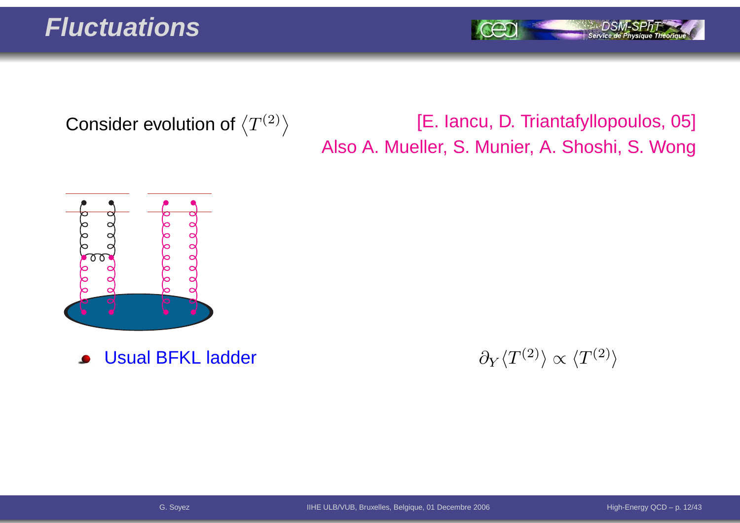# Fluctuations

Consider evolution of $\langle T^{(2)} \rangle$

[E. Iancu, D. Triantafyllopoulos, 05]
Also A. Mueller, S. Munier, A. Shoshi, S. Wong

- Usual BFKL ladder

$$\partial_Y \langle T^{(2)} \rangle \propto \langle T^{(2)} \rangle$$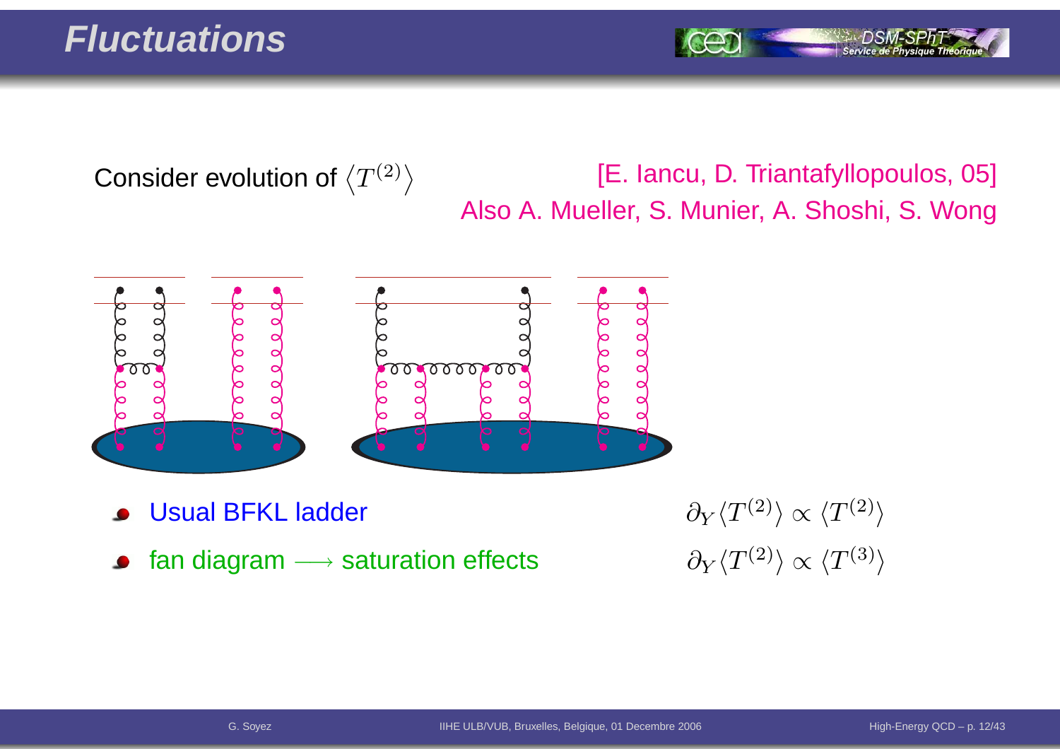# Fluctuations

Consider evolution of $\langle T^{(2)} \rangle$

[E. Iancu, D. Triantafyllopoulos, 05]
Also A. Mueller, S. Munier, A. Shoshi, S. Wong

- Usual BFKL ladder $\quad \partial_Y \langle T^{(2)} \rangle \propto \langle T^{(2)} \rangle$
- fan diagram $\longrightarrow$ saturation effects $\quad \partial_Y \langle T^{(2)} \rangle \propto \langle T^{(3)} \rangle$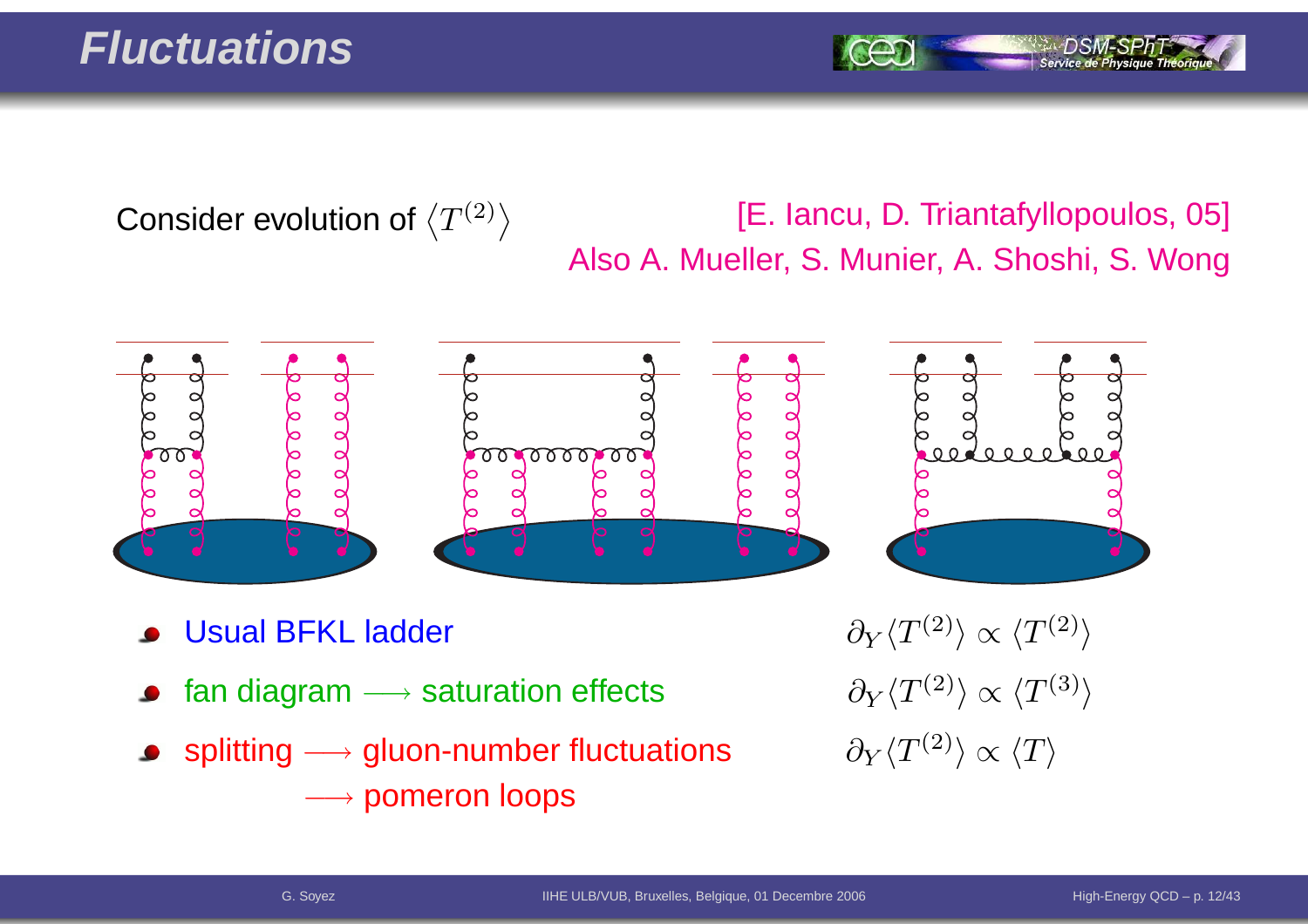# Fluctuations

Consider evolution of $\langle T^{(2)} \rangle$

[E. Iancu, D. Triantafyllopoulos, 05]
Also A. Mueller, S. Munier, A. Shoshi, S. Wong

- Usual BFKL ladder $\qquad \partial_Y \langle T^{(2)} \rangle \propto \langle T^{(2)} \rangle$
- fan diagram $\longrightarrow$ saturation effects $\qquad \partial_Y \langle T^{(2)} \rangle \propto \langle T^{(3)} \rangle$
- splitting $\longrightarrow$ gluon-number fluctuations $\qquad \partial_Y \langle T^{(2)} \rangle \propto \langle T \rangle$
  $\longrightarrow$ pomeron loops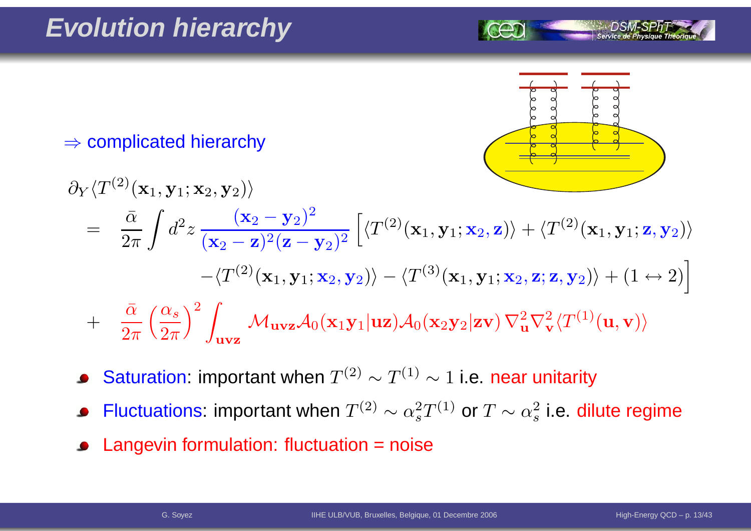# Evolution hierarchy

$\Rightarrow$ complicated hierarchy

$$
\begin{aligned}
&\partial_Y \langle T^{(2)}(\mathbf{x}_1,\mathbf{y}_1;\mathbf{x}_2,\mathbf{y}_2)\rangle \\
&= \frac{\bar\alpha}{2\pi}\int d^2z\,\frac{(\mathbf{x}_2-\mathbf{y}_2)^2}{(\mathbf{x}_2-\mathbf{z})^2(\mathbf{z}-\mathbf{y}_2)^2}\Big[\langle T^{(2)}(\mathbf{x}_1,\mathbf{y}_1;\mathbf{x}_2,\mathbf{z})\rangle+\langle T^{(2)}(\mathbf{x}_1,\mathbf{y}_1;\mathbf{z},\mathbf{y}_2)\rangle \\
&\qquad -\langle T^{(2)}(\mathbf{x}_1,\mathbf{y}_1;\mathbf{x}_2,\mathbf{y}_2)\rangle-\langle T^{(3)}(\mathbf{x}_1,\mathbf{y}_1;\mathbf{x}_2,\mathbf{z};\mathbf{z},\mathbf{y}_2)\rangle+(1\leftrightarrow 2)\Big] \\
&+ \frac{\bar\alpha}{2\pi}\left(\frac{\alpha_s}{2\pi}\right)^2\int_{\mathbf{uvz}}\mathcal{M}_{\mathbf{uvz}}\mathcal{A}_0(\mathbf{x}_1\mathbf{y}_1|\mathbf{uz})\mathcal{A}_0(\mathbf{x}_2\mathbf{y}_2|\mathbf{zv})\,\nabla^2_{\mathbf{u}}\nabla^2_{\mathbf{v}}\langle T^{(1)}(\mathbf{u},\mathbf{v})\rangle
\end{aligned}
$$

- Saturation: important when $T^{(2)} \sim T^{(1)} \sim 1$ i.e. near unitarity
- Fluctuations: important when $T^{(2)} \sim \alpha_s^2 T^{(1)}$ or $T \sim \alpha_s^2$ i.e. dilute regime
- Langevin formulation: fluctuation = noise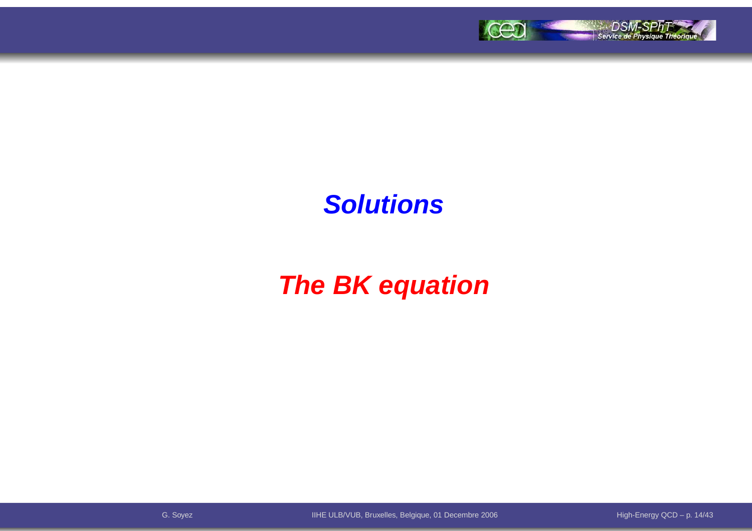# *Solutions*

## *The BK equation*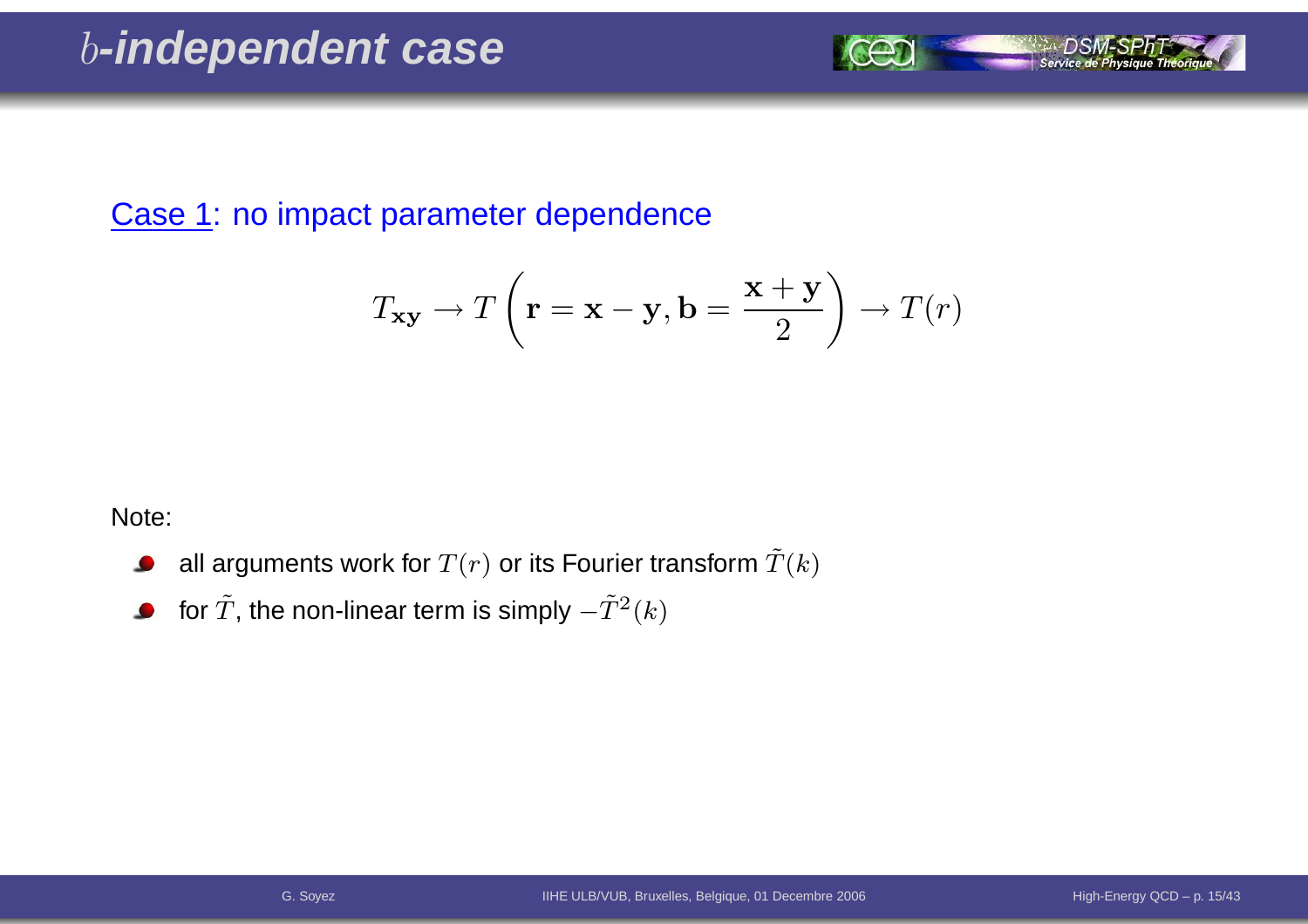# $b$-independent case

Case 1: no impact parameter dependence

$$T_{\mathbf{xy}} \to T\left(\mathbf{r} = \mathbf{x} - \mathbf{y}, \mathbf{b} = \frac{\mathbf{x} + \mathbf{y}}{2}\right) \to T(r)$$

Note:

- all arguments work for $T(r)$ or its Fourier transform $\tilde{T}(k)$
- for $\tilde{T}$, the non-linear term is simply $-\tilde{T}^2(k)$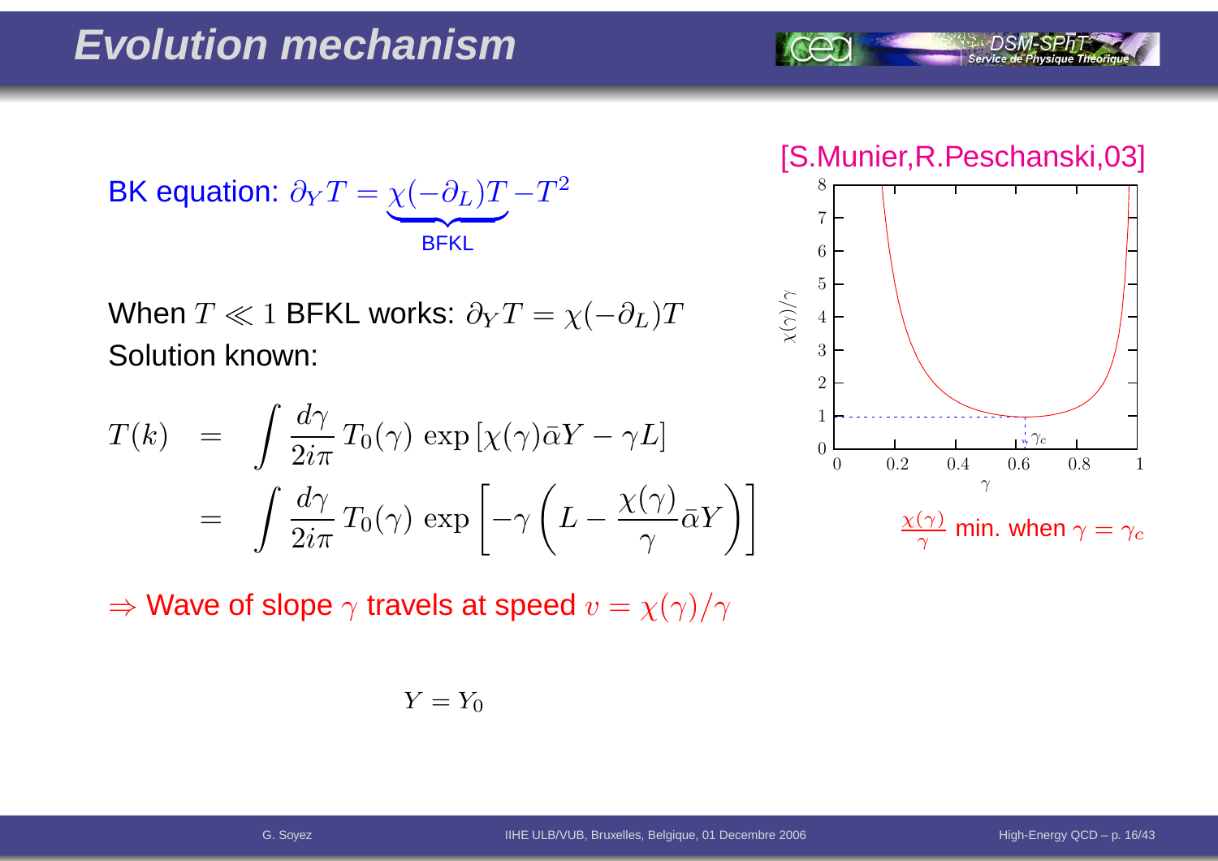# Evolution mechanism

BK equation: $\partial_Y T = \underbrace{\chi(-\partial_L)T}_{\text{BFKL}} - T^2$

When $T \ll 1$ BFKL works: $\partial_Y T = \chi(-\partial_L)T$

Solution known:

$$
\begin{aligned}
T(k) &= \int \frac{d\gamma}{2i\pi}\, T_0(\gamma)\, \exp\left[\chi(\gamma)\bar{\alpha}Y - \gamma L\right] \\
&= \int \frac{d\gamma}{2i\pi}\, T_0(\gamma)\, \exp\left[-\gamma\left(L - \frac{\chi(\gamma)}{\gamma}\bar{\alpha}Y\right)\right]
\end{aligned}
$$

$\Rightarrow$ Wave of slope $\gamma$ travels at speed $v = \chi(\gamma)/\gamma$

$Y = Y_0$

[S.Munier,R.Peschanski,03]

$\frac{\chi(\gamma)}{\gamma}$ min. when $\gamma = \gamma_c$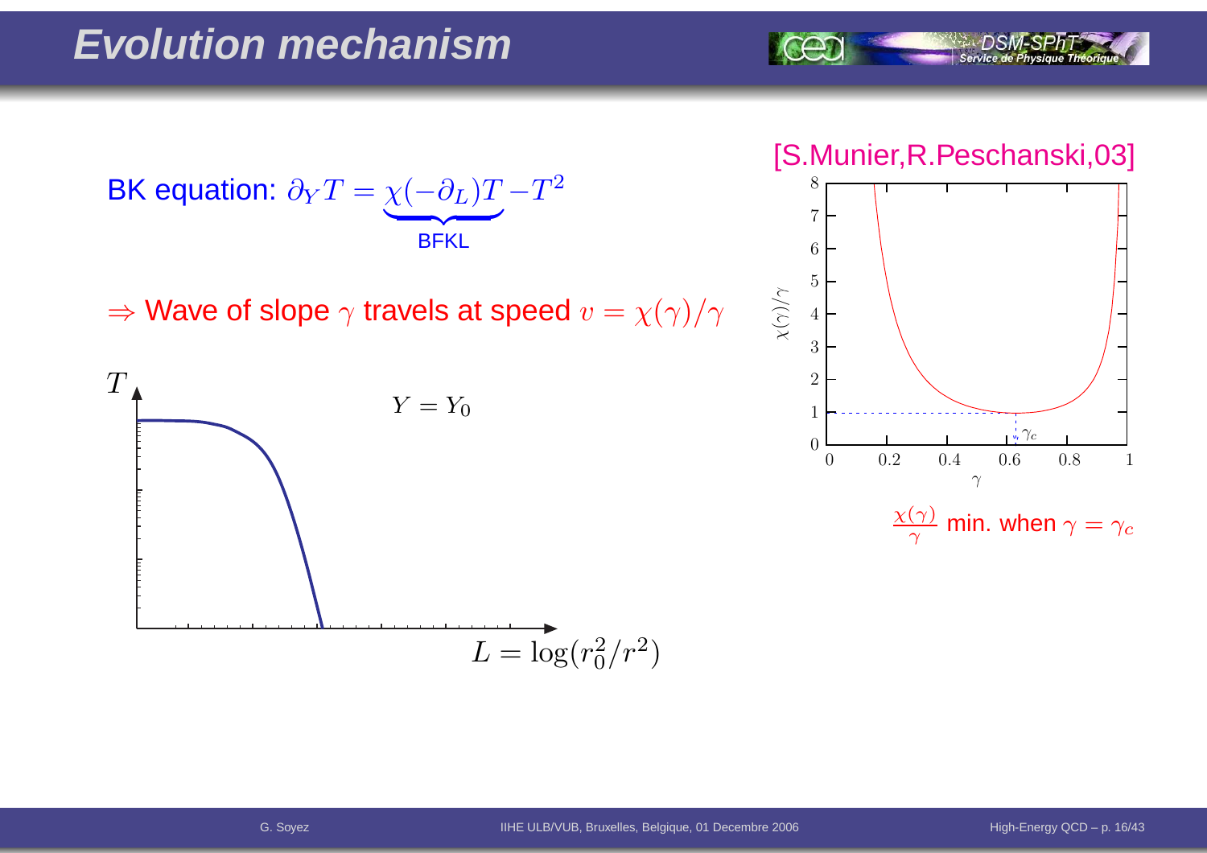# Evolution mechanism

BK equation: $\partial_Y T = \underbrace{\chi(-\partial_L)T}_{\text{BFKL}} - T^2$

$\Rightarrow$ Wave of slope $\gamma$ travels at speed $v = \chi(\gamma)/\gamma$

[S.Munier,R.Peschanski,03]

$\frac{\chi(\gamma)}{\gamma}$ min. when $\gamma = \gamma_c$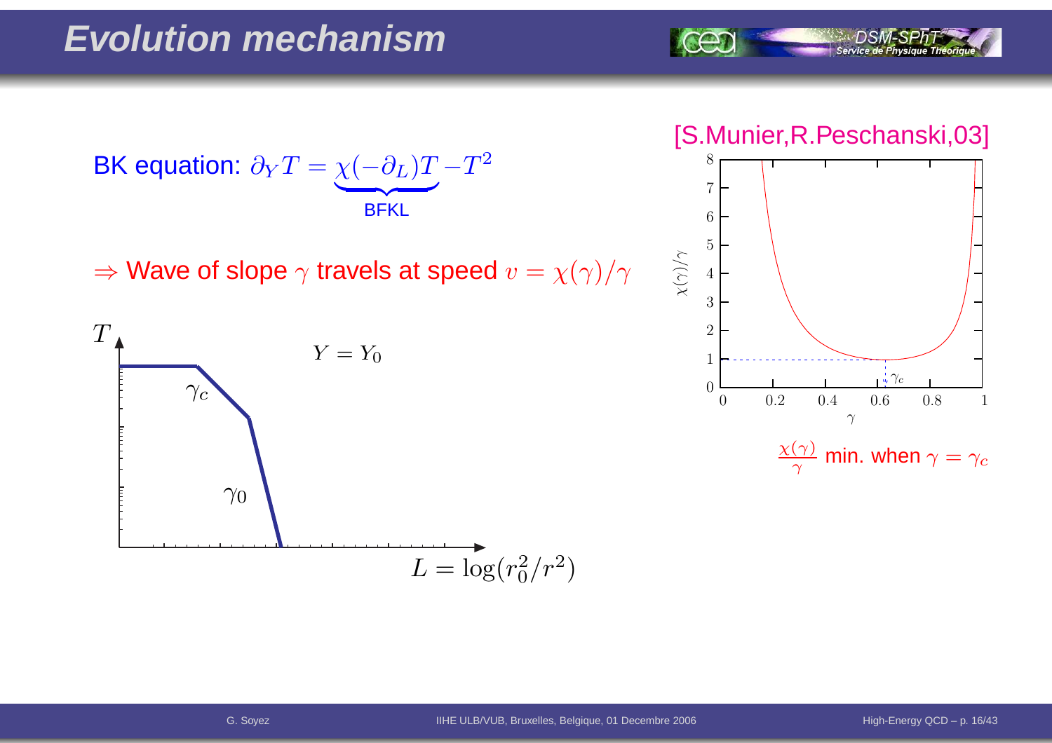# Evolution mechanism

BK equation: $\partial_Y T = \underbrace{\chi(-\partial_L) T}_{\text{BFKL}} - T^2$

$\Rightarrow$ Wave of slope $\gamma$ travels at speed $v = \chi(\gamma)/\gamma$

[S.Munier,R.Peschanski,03]

$\frac{\chi(\gamma)}{\gamma}$ min. when $\gamma = \gamma_c$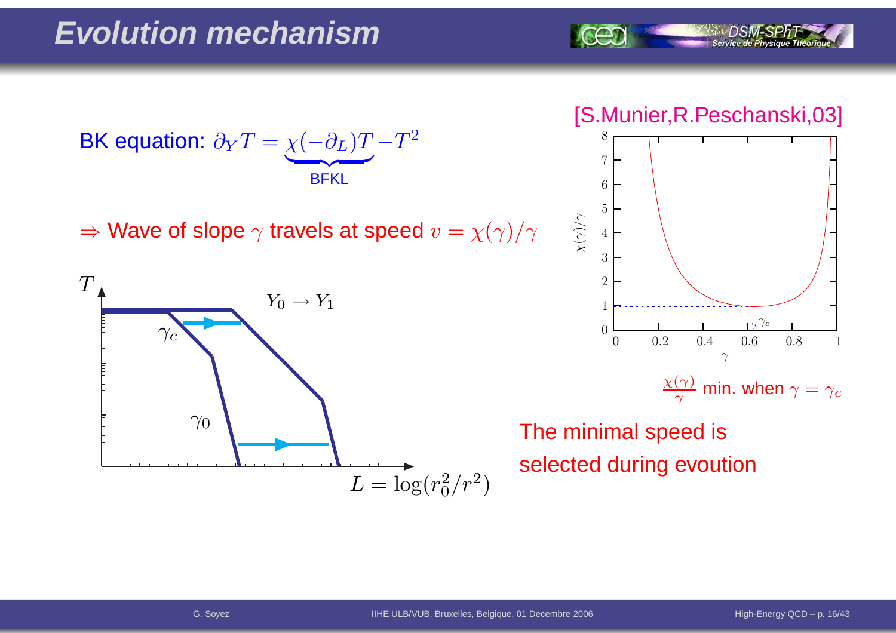# Evolution mechanism

BK equation: $\partial_Y T = \underbrace{\chi(-\partial_L) T}_{\text{BFKL}} - T^2$

$\Rightarrow$ Wave of slope $\gamma$ travels at speed $v = \chi(\gamma)/\gamma$

[S.Munier,R.Peschanski,03]

$\frac{\chi(\gamma)}{\gamma}$ min. when $\gamma = \gamma_c$

The minimal speed is selected during evoution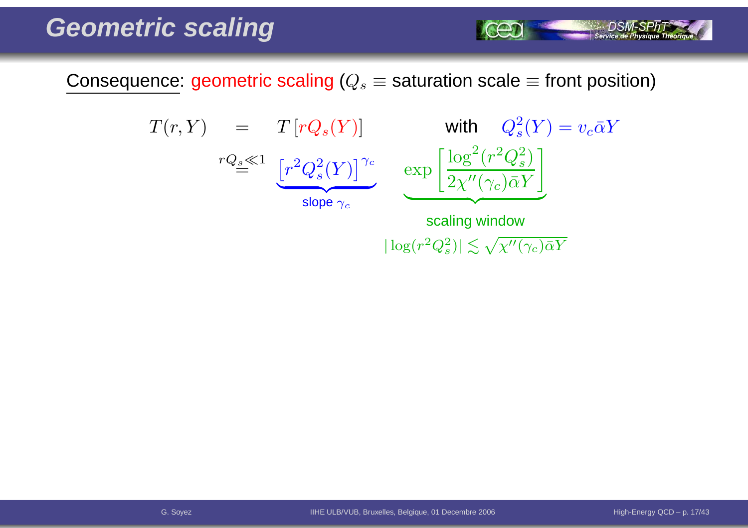# Geometric scaling

Consequence: geometric scaling ($Q_s \equiv$ saturation scale $\equiv$ front position)

$$T(r,Y) \quad = \quad T\left[rQ_s(Y)\right] \qquad \text{with} \quad Q_s^2(Y) = v_c\bar{\alpha}Y$$

$$\overset{rQ_s \ll 1}{=} \quad \underbrace{\left[r^2 Q_s^2(Y)\right]^{\gamma_c}}_{\text{slope } \gamma_c} \quad \underbrace{\exp\left[\frac{\log^2(r^2Q_s^2)}{2\chi''(\gamma_c)\bar{\alpha}Y}\right]}_{\text{scaling window}}$$

scaling window

$$|\log(r^2Q_s^2)| \lesssim \sqrt{\chi''(\gamma_c)\bar{\alpha}Y}$$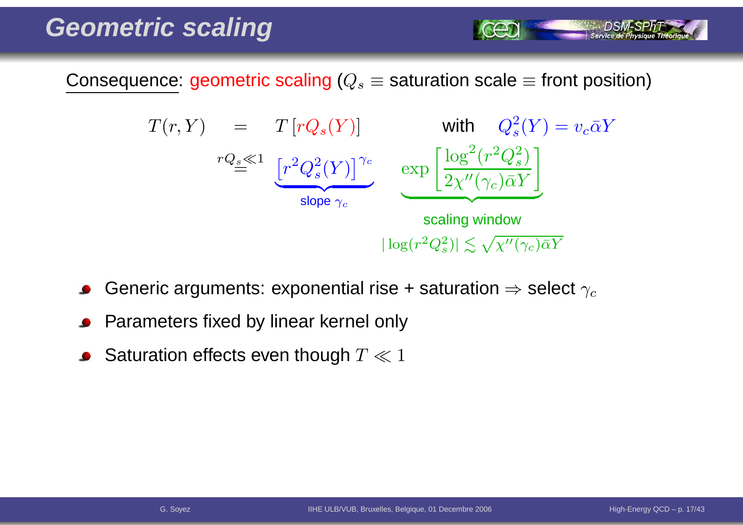# Geometric scaling

Consequence: geometric scaling ($Q_s \equiv$ saturation scale $\equiv$ front position)

$$T(r,Y) = T\left[rQ_s(Y)\right] \qquad \text{with} \quad Q_s^2(Y) = v_c\bar{\alpha}Y$$

$$\overset{rQ_s \ll 1}{=} \underbrace{\left[r^2 Q_s^2(Y)\right]^{\gamma_c}}_{\text{slope } \gamma_c} \quad \underbrace{\exp\left[\frac{\log^2(r^2Q_s^2)}{2\chi''(\gamma_c)\bar{\alpha}Y}\right]}_{\text{scaling window}}$$

scaling window $|\log(r^2Q_s^2)| \lesssim \sqrt{\chi''(\gamma_c)\bar{\alpha}Y}$

- Generic arguments: exponential rise + saturation $\Rightarrow$ select $\gamma_c$
- Parameters fixed by linear kernel only
- Saturation effects even though $T \ll 1$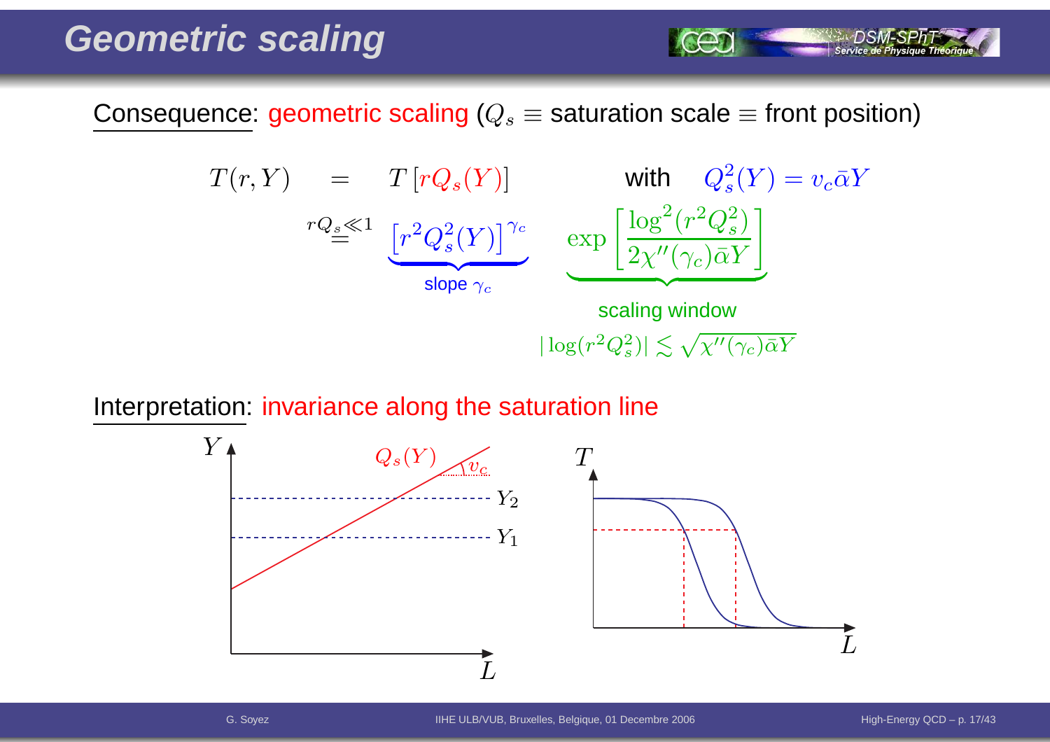# Geometric scaling

Consequence: geometric scaling ($Q_s \equiv$ saturation scale $\equiv$ front position)

$$T(r,Y) = T\left[rQ_s(Y)\right] \qquad \text{with} \quad Q_s^2(Y) = v_c\bar{\alpha}Y$$

$$\stackrel{rQ_s \ll 1}{=} \underbrace{\left[r^2 Q_s^2(Y)\right]^{\gamma_c}}_{\text{slope } \gamma_c} \quad \underbrace{\exp\left[\frac{\log^2(r^2Q_s^2)}{2\chi''(\gamma_c)\bar{\alpha}Y}\right]}_{\text{scaling window}}$$

scaling window
$|\log(r^2Q_s^2)| \lesssim \sqrt{\chi''(\gamma_c)\bar{\alpha}Y}$

Interpretation: invariance along the saturation line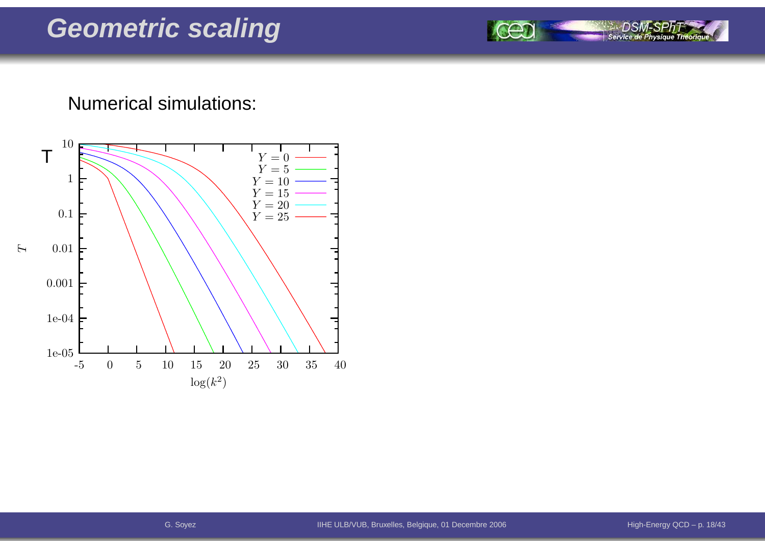# Geometric scaling

Numerical simulations: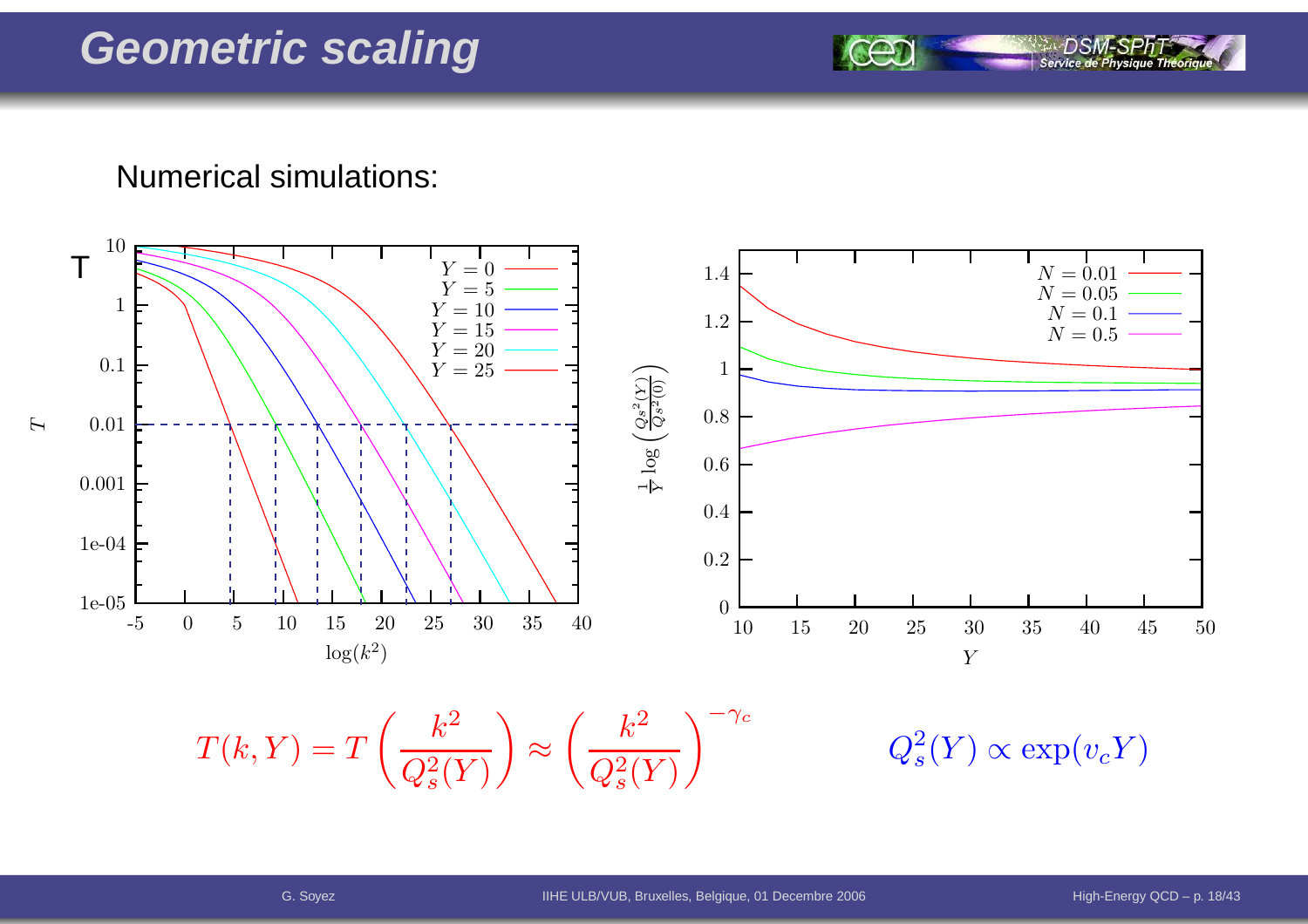# Geometric scaling

Numerical simulations:

$$T(k,Y) = T\left(\frac{k^2}{Q_s^2(Y)}\right) \approx \left(\frac{k^2}{Q_s^2(Y)}\right)^{-\gamma_c}$$

$$Q_s^2(Y) \propto \exp(v_c Y)$$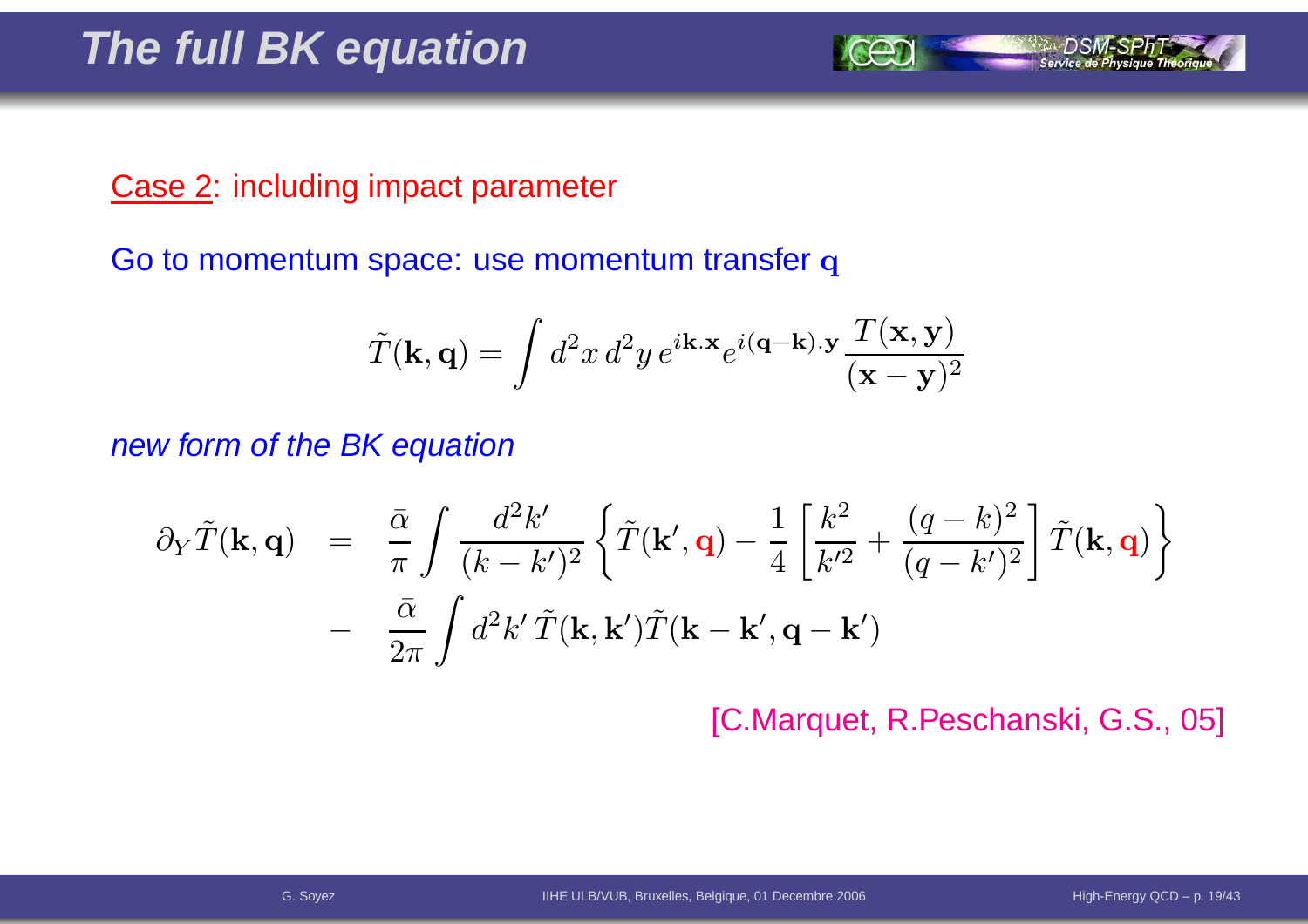# The full BK equation

Case 2: including impact parameter

Go to momentum space: use momentum transfer $\mathbf{q}$

$$\tilde{T}(\mathbf{k}, \mathbf{q}) = \int d^2x \, d^2y \, e^{i\mathbf{k}.\mathbf{x}} e^{i(\mathbf{q}-\mathbf{k}).\mathbf{y}} \frac{T(\mathbf{x}, \mathbf{y})}{(\mathbf{x}-\mathbf{y})^2}$$

*new form of the BK equation*

$$\begin{aligned}
\partial_Y \tilde{T}(\mathbf{k}, \mathbf{q}) &= \frac{\bar{\alpha}}{\pi} \int \frac{d^2k'}{(k-k')^2} \left\{ \tilde{T}(\mathbf{k}', \mathbf{q}) - \frac{1}{4} \left[ \frac{k^2}{k'^2} + \frac{(q-k)^2}{(q-k')^2} \right] \tilde{T}(\mathbf{k}, \mathbf{q}) \right\} \\
&- \frac{\bar{\alpha}}{2\pi} \int d^2k' \, \tilde{T}(\mathbf{k}, \mathbf{k}') \tilde{T}(\mathbf{k}-\mathbf{k}', \mathbf{q}-\mathbf{k}')
\end{aligned}$$

[C.Marquet, R.Peschanski, G.S., 05]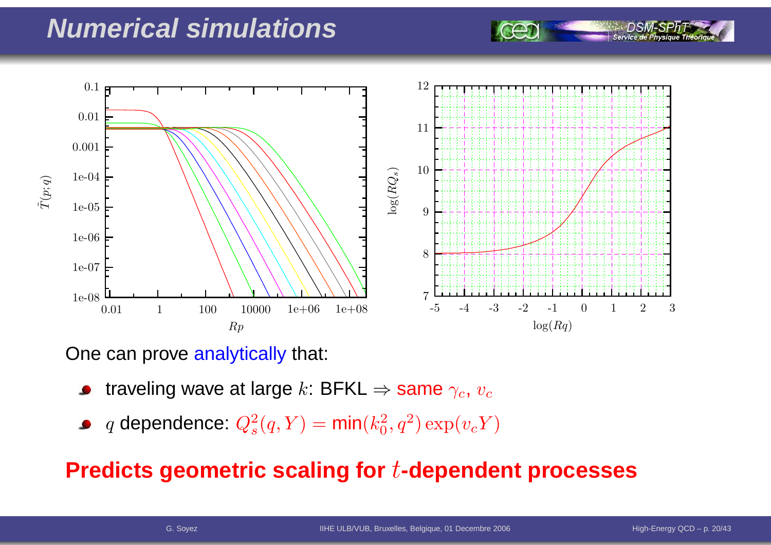# Numerical simulations

One can prove analytically that:

- traveling wave at large $k$: BFKL $\Rightarrow$ same $\gamma_c$, $v_c$
- $q$ dependence: $Q_s^2(q, Y) = \min(k_0^2, q^2) \exp(v_c Y)$

**Predicts geometric scaling for $t$-dependent processes**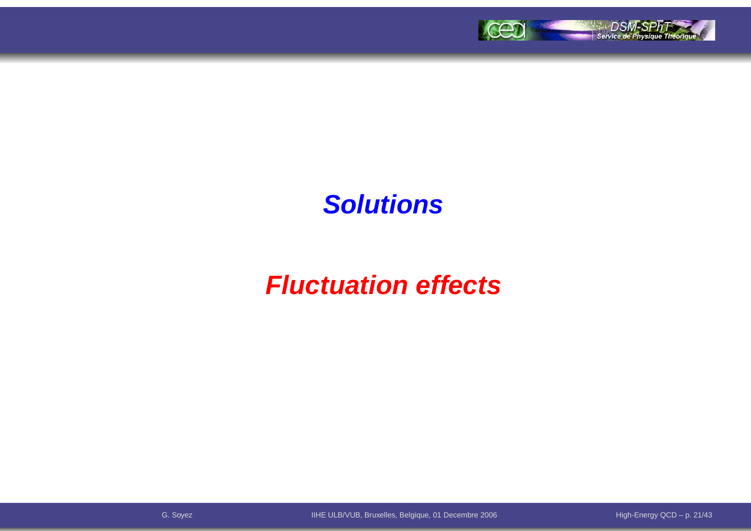# *Solutions*

# *Fluctuation effects*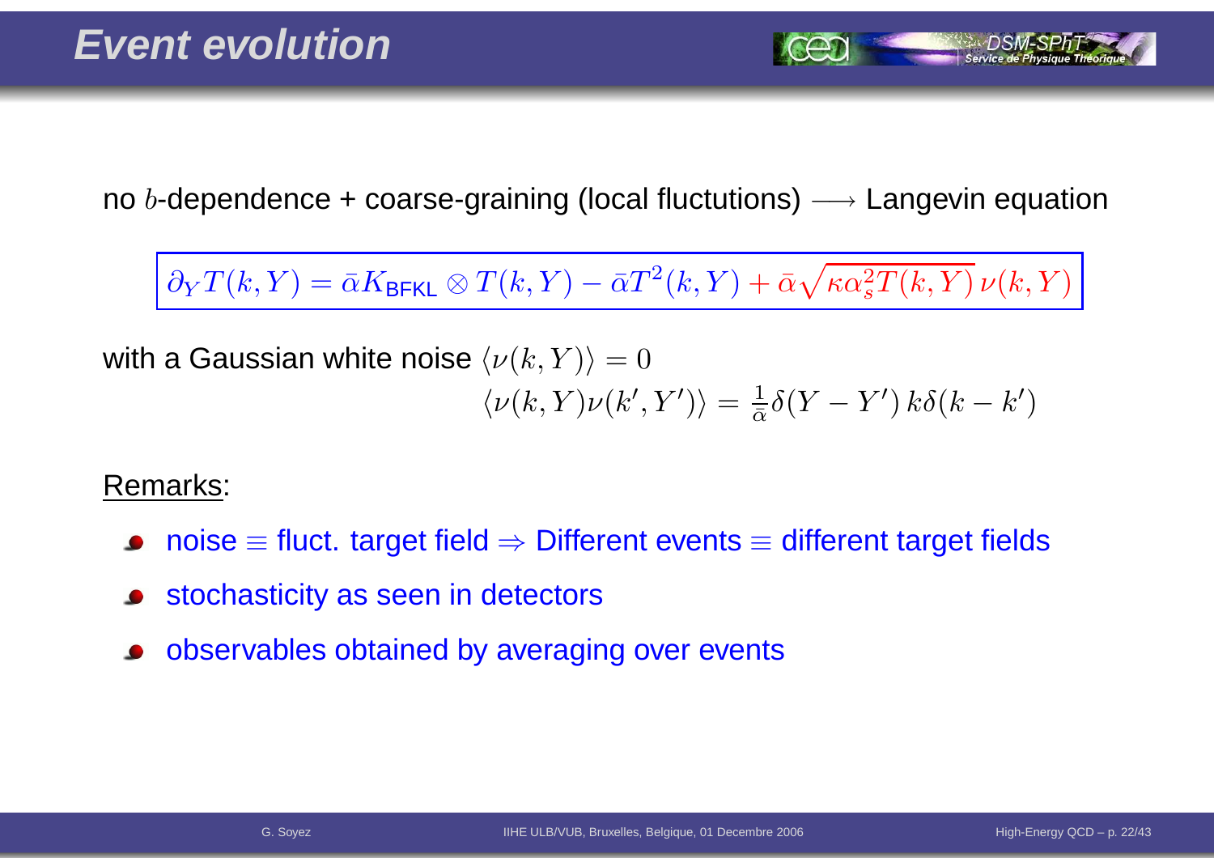# Event evolution

no $b$-dependence + coarse-graining (local fluctutions) $\longrightarrow$ Langevin equation

$$\partial_Y T(k,Y) = \bar{\alpha} K_{\text{BFKL}} \otimes T(k,Y) - \bar{\alpha} T^2(k,Y) + \bar{\alpha}\sqrt{\kappa \alpha_s^2 T(k,Y)}\,\nu(k,Y)$$

with a Gaussian white noise $\langle \nu(k,Y)\rangle = 0$

$$\langle \nu(k,Y)\nu(k',Y')\rangle = \frac{1}{\bar{\alpha}}\delta(Y-Y')\,k\delta(k-k')$$

Remarks:

- noise $\equiv$ fluct. target field $\Rightarrow$ Different events $\equiv$ different target fields
- stochasticity as seen in detectors
- observables obtained by averaging over events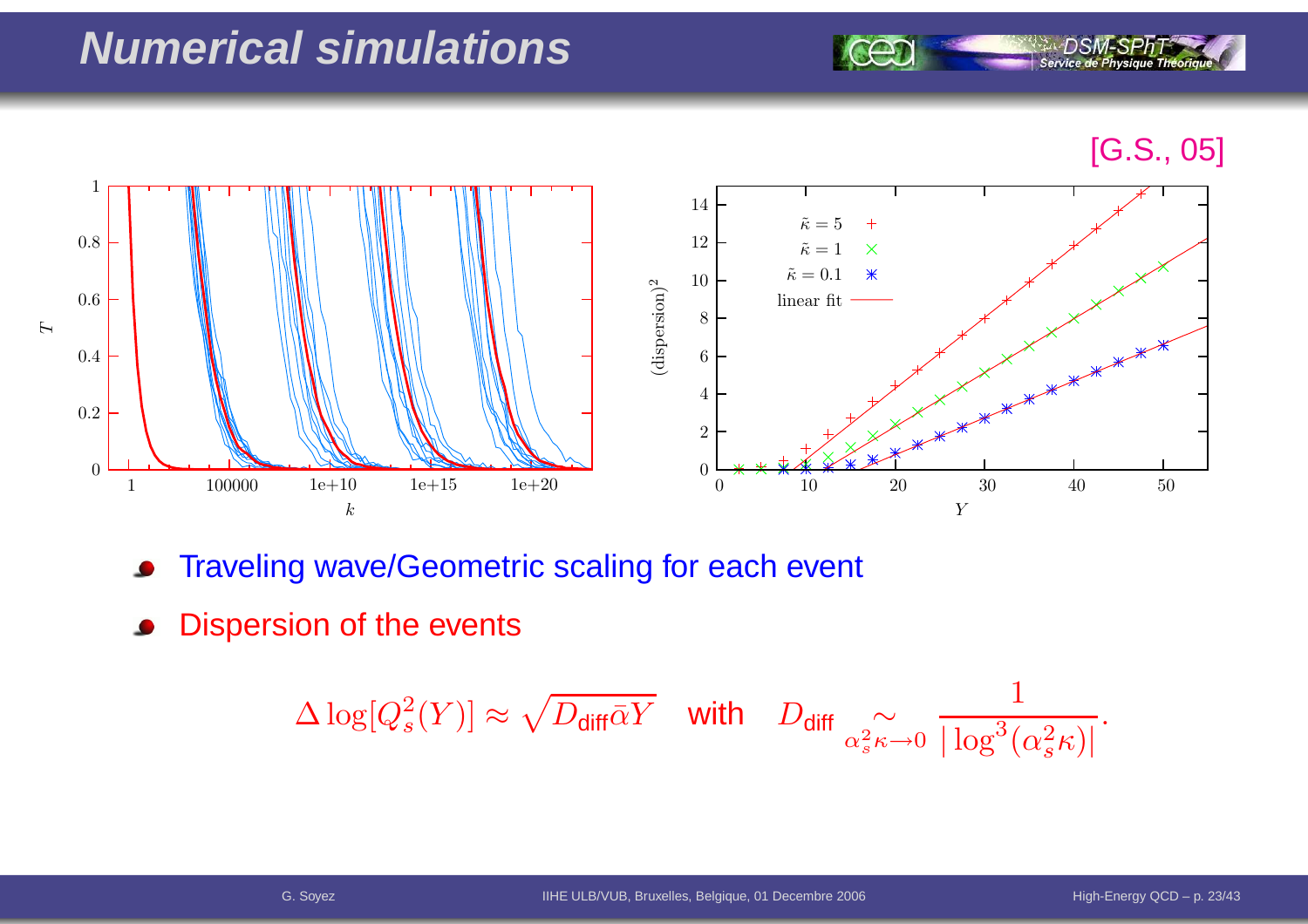# Numerical simulations

[G.S., 05]

- Traveling wave/Geometric scaling for each event
- Dispersion of the events

$$\Delta \log[Q_s^2(Y)] \approx \sqrt{D_{\text{diff}} \bar{\alpha} Y} \quad \text{with} \quad D_{\text{diff}} \underset{\alpha_s^2 \kappa \to 0}{\sim} \frac{1}{|\log^3(\alpha_s^2 \kappa)|}.$$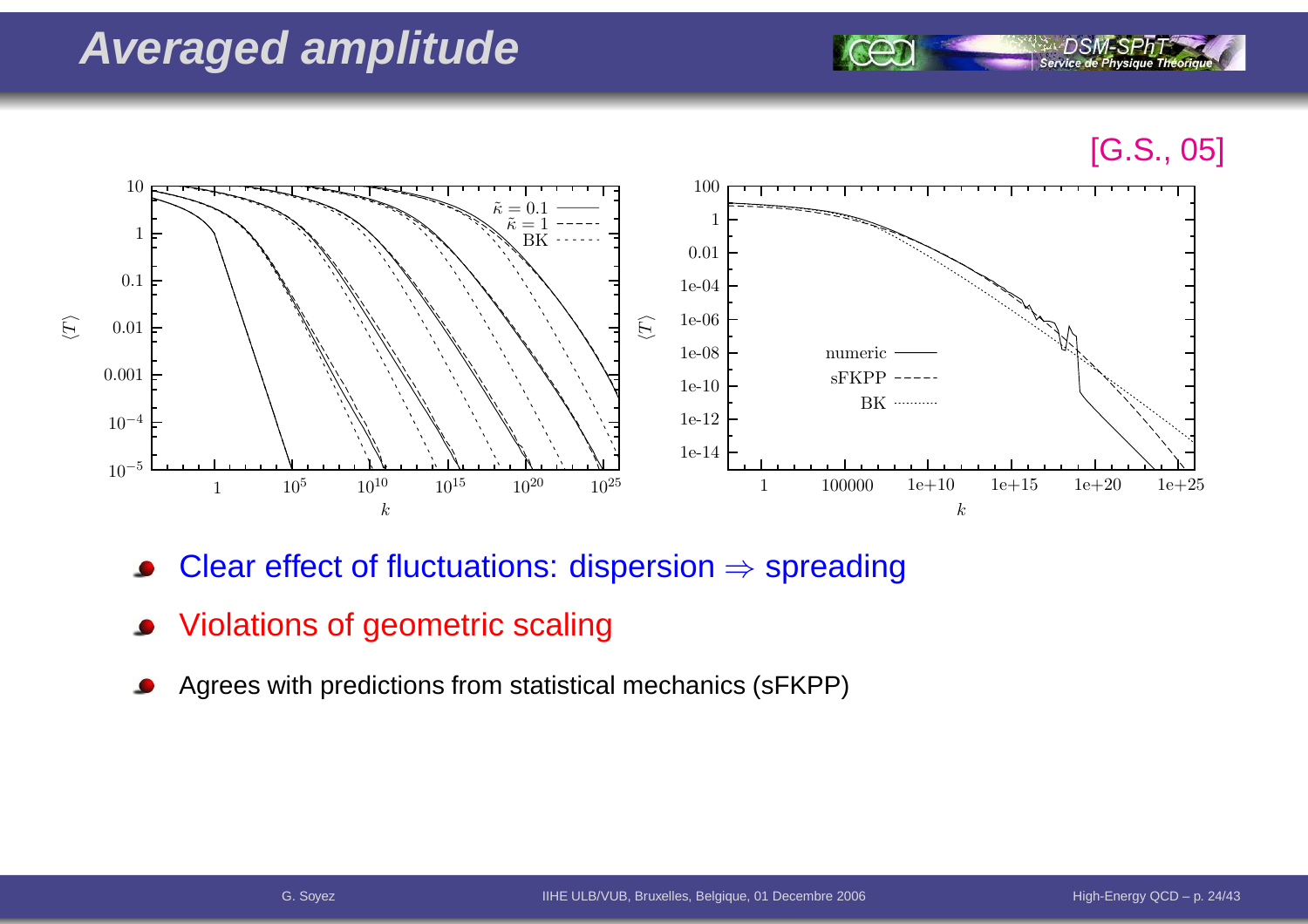# Averaged amplitude

[G.S., 05]

- Clear effect of fluctuations: dispersion $\Rightarrow$ spreading
- Violations of geometric scaling
- Agrees with predictions from statistical mechanics (sFKPP)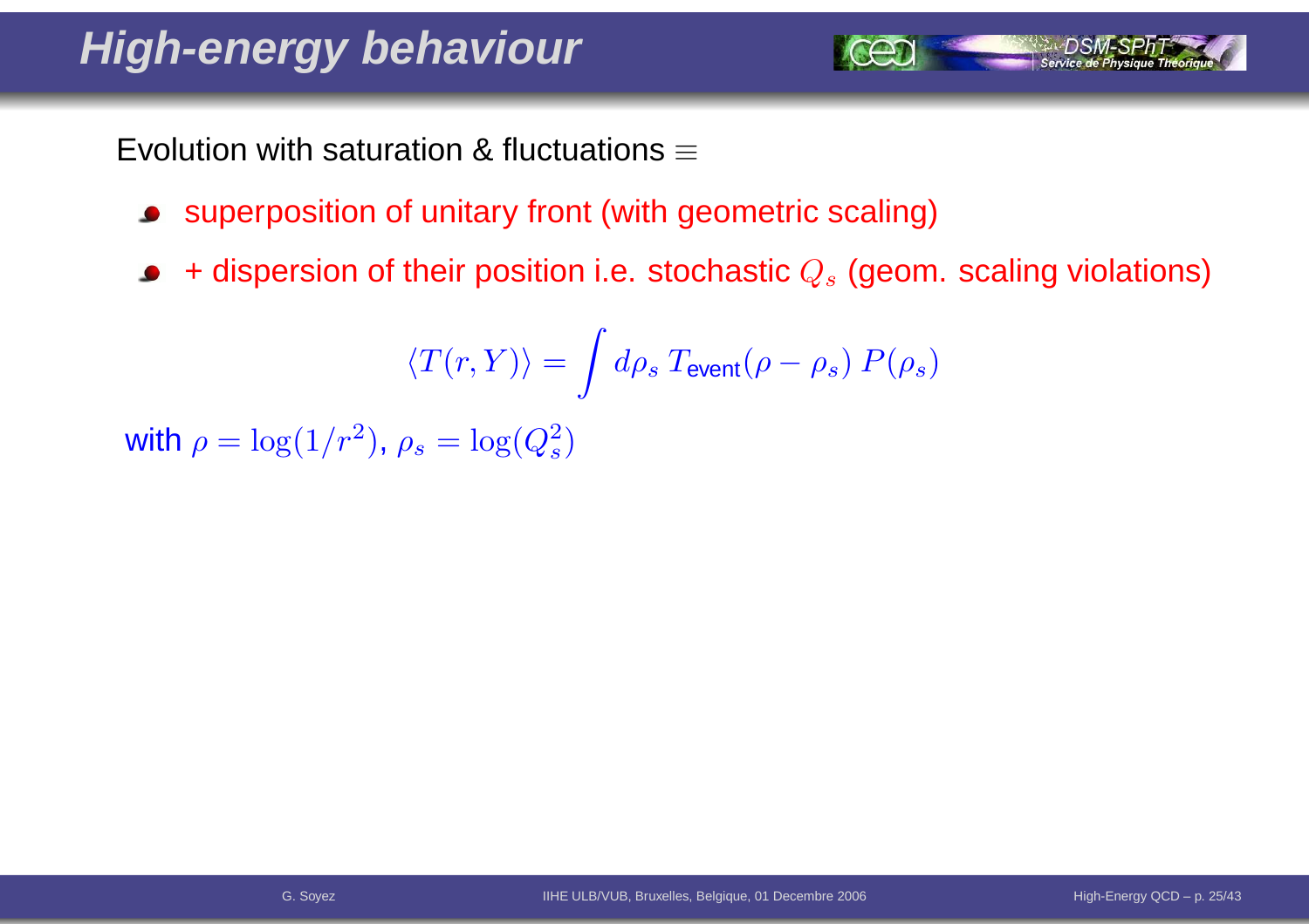# High-energy behaviour

Evolution with saturation & fluctuations $\equiv$

- superposition of unitary front (with geometric scaling)
- + dispersion of their position i.e. stochastic $Q_s$ (geom. scaling violations)

$$\langle T(r,Y)\rangle = \int d\rho_s \, T_{\text{event}}(\rho - \rho_s)\, P(\rho_s)$$

with $\rho = \log(1/r^2)$, $\rho_s = \log(Q_s^2)$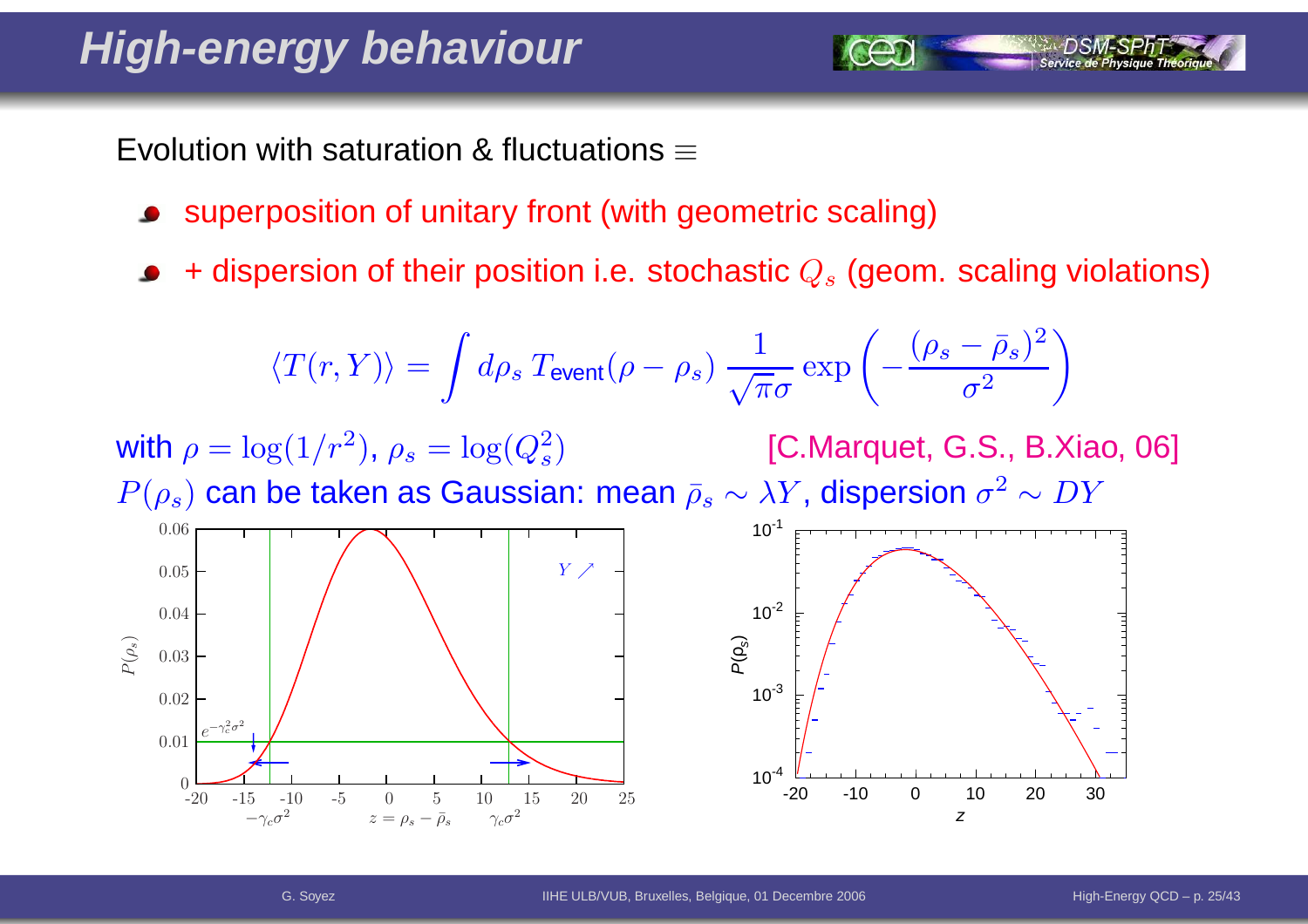# High-energy behaviour

Evolution with saturation & fluctuations $\equiv$

- superposition of unitary front (with geometric scaling)
- + dispersion of their position i.e. stochastic $Q_s$ (geom. scaling violations)

$$\langle T(r,Y)\rangle = \int d\rho_s \, T_{\text{event}}(\rho-\rho_s)\,\frac{1}{\sqrt{\pi}\sigma}\exp\left(-\frac{(\rho_s-\bar{\rho}_s)^2}{\sigma^2}\right)$$

with $\rho = \log(1/r^2)$, $\rho_s = \log(Q_s^2)$ [C.Marquet, G.S., B.Xiao, 06]

$P(\rho_s)$ can be taken as Gaussian: mean $\bar{\rho}_s \sim \lambda Y$, dispersion $\sigma^2 \sim DY$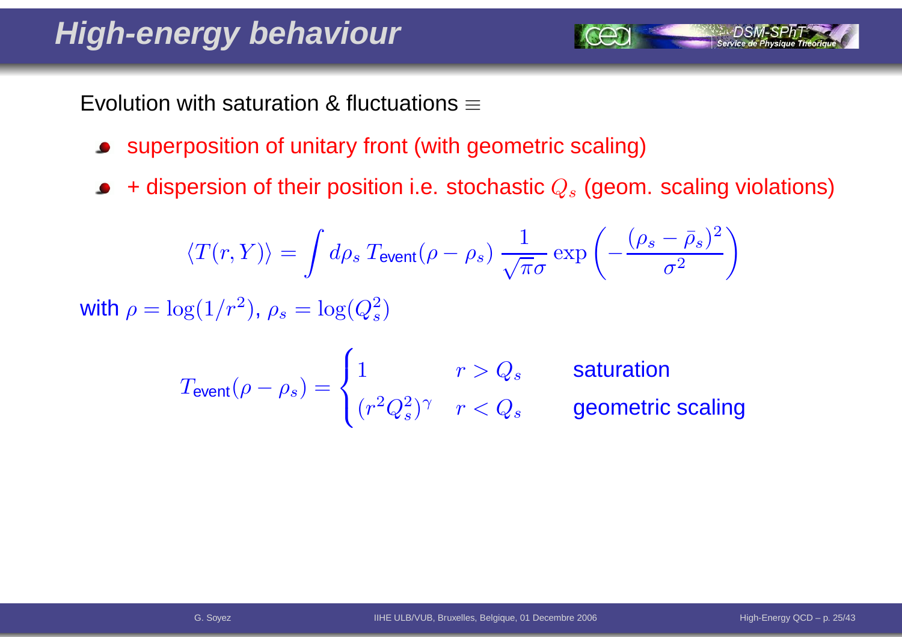# High-energy behaviour

Evolution with saturation & fluctuations $\equiv$

- superposition of unitary front (with geometric scaling)
- + dispersion of their position i.e. stochastic $Q_s$ (geom. scaling violations)

$$\langle T(r,Y)\rangle = \int d\rho_s\, T_{\text{event}}(\rho-\rho_s)\,\frac{1}{\sqrt{\pi}\sigma}\exp\left(-\frac{(\rho_s-\bar{\rho}_s)^2}{\sigma^2}\right)$$

with $\rho = \log(1/r^2)$, $\rho_s = \log(Q_s^2)$

$$T_{\text{event}}(\rho-\rho_s) = \begin{cases} 1 & r > Q_s \qquad \text{saturation} \\ (r^2 Q_s^2)^{\gamma} & r < Q_s \qquad \text{geometric scaling} \end{cases}$$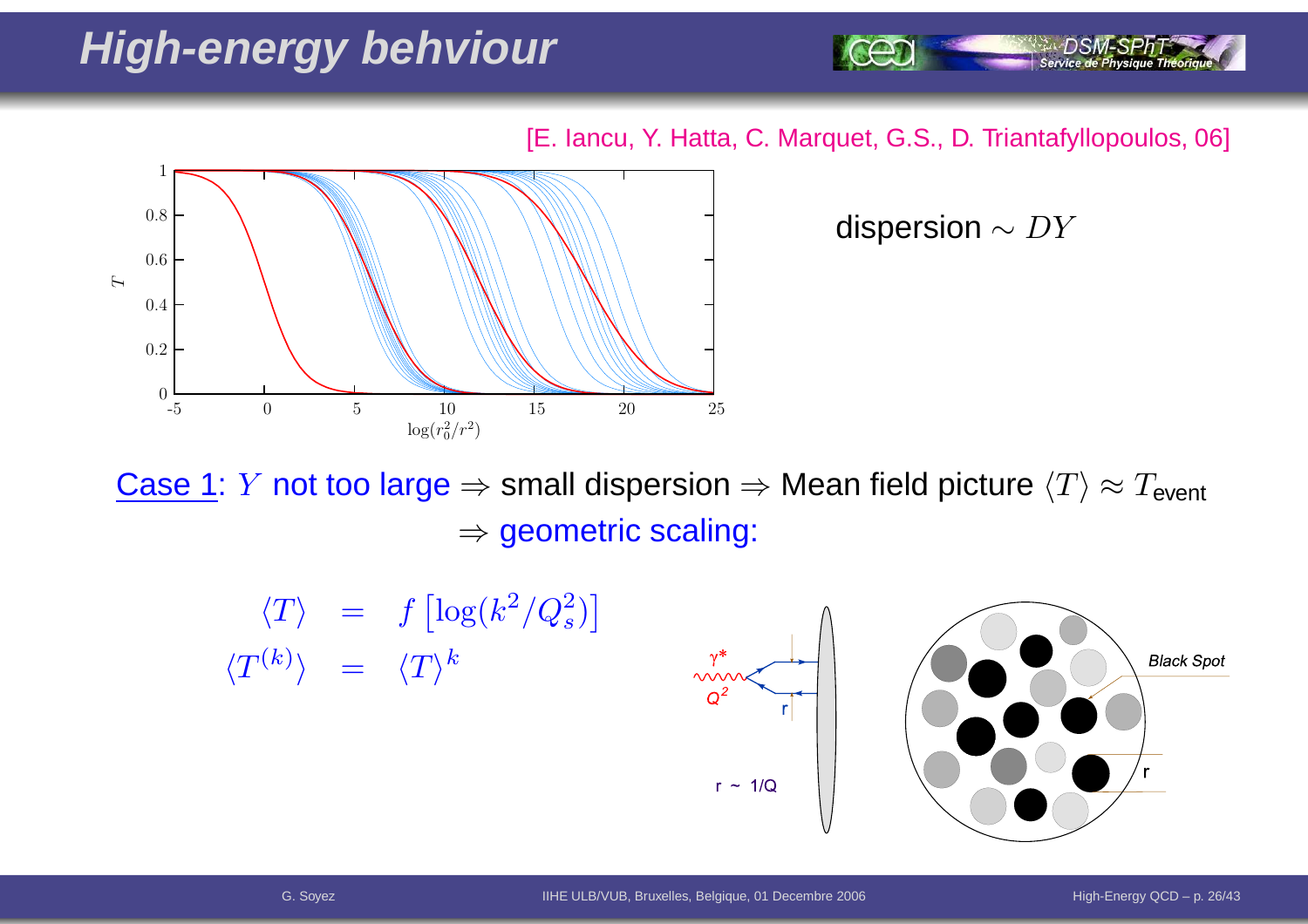# High-energy behaviour

[E. Iancu, Y. Hatta, C. Marquet, G.S., D. Triantafyllopoulos, 06]

dispersion $\sim DY$

Case 1: $Y$ not too large $\Rightarrow$ small dispersion $\Rightarrow$ Mean field picture $\langle T \rangle \approx T_{\text{event}}$ $\Rightarrow$ geometric scaling:

$$\langle T \rangle = f\left[\log(k^2/Q_s^2)\right]$$

$$\langle T^{(k)} \rangle = \langle T \rangle^k$$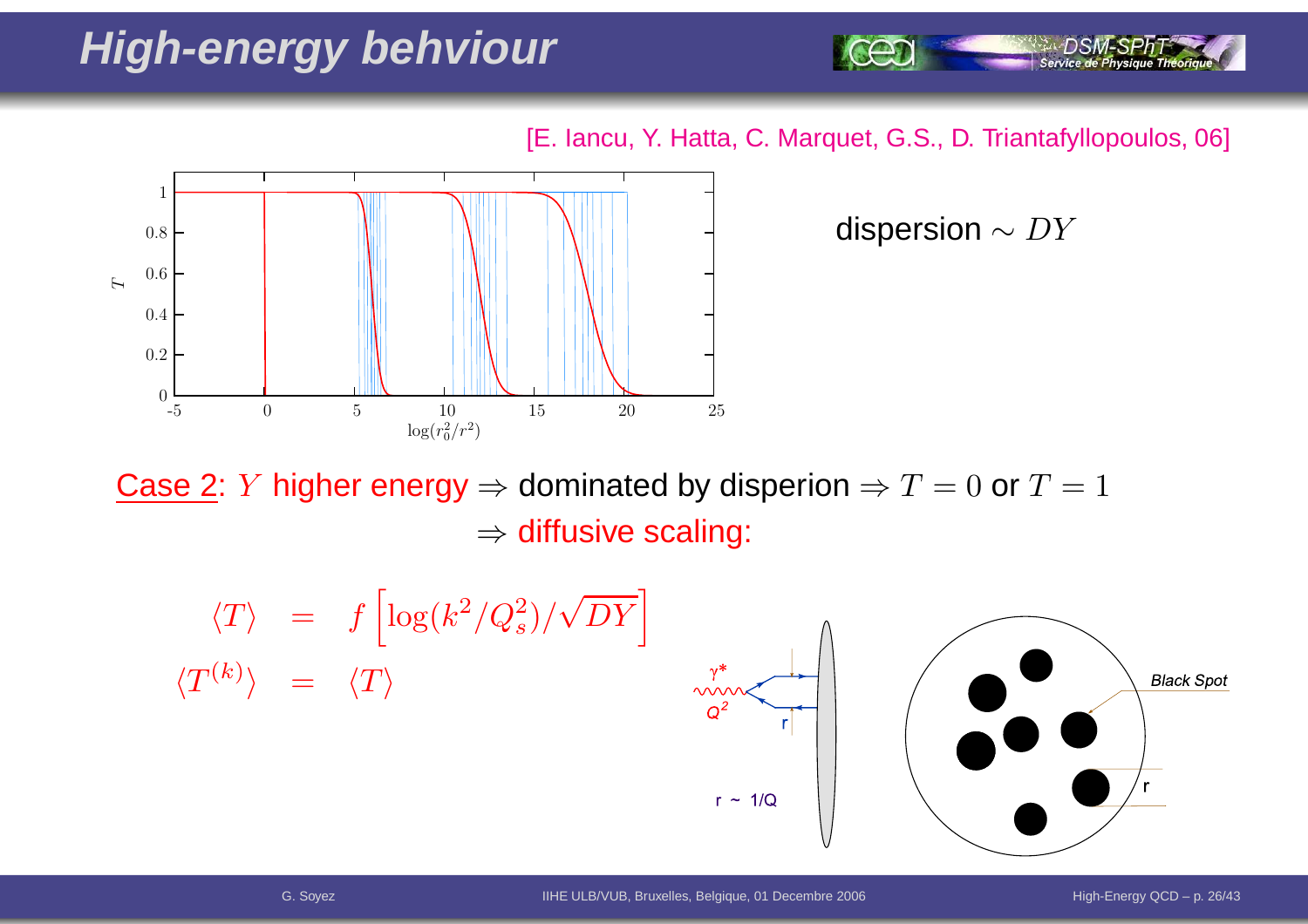# High-energy behviour

[E. Iancu, Y. Hatta, C. Marquet, G.S., D. Triantafyllopoulos, 06]

dispersion $\sim DY$

Case 2: $Y$ higher energy $\Rightarrow$ dominated by disperion $\Rightarrow T = 0$ or $T = 1$

$\Rightarrow$ diffusive scaling:

$$\langle T \rangle = f\left[\log(k^2/Q_s^2)/\sqrt{DY}\right]$$

$$\langle T^{(k)} \rangle = \langle T \rangle$$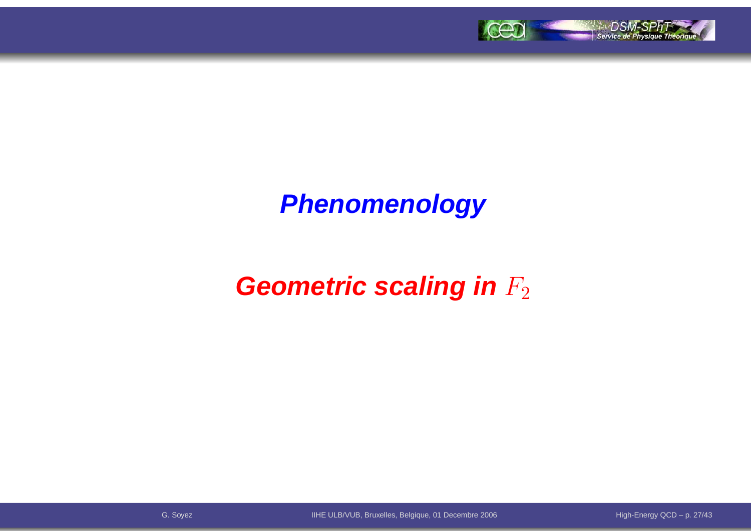# *Phenomenology*

## *Geometric scaling in $F_2$*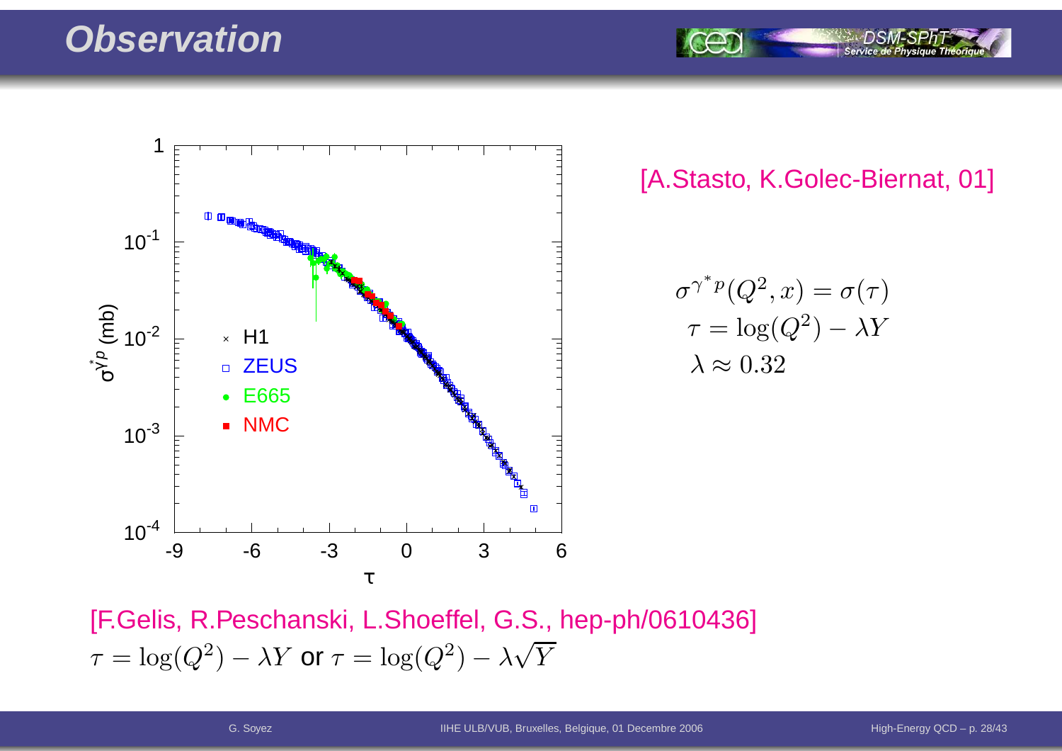# Observation

[A.Stasto, K.Golec-Biernat, 01]

$$\sigma^{\gamma^* p}(Q^2, x) = \sigma(\tau)$$
$$\tau = \log(Q^2) - \lambda Y$$
$$\lambda \approx 0.32$$

[F.Gelis, R.Peschanski, L.Shoeffel, G.S., hep-ph/0610436]

$\tau = \log(Q^2) - \lambda Y$ or $\tau = \log(Q^2) - \lambda\sqrt{Y}$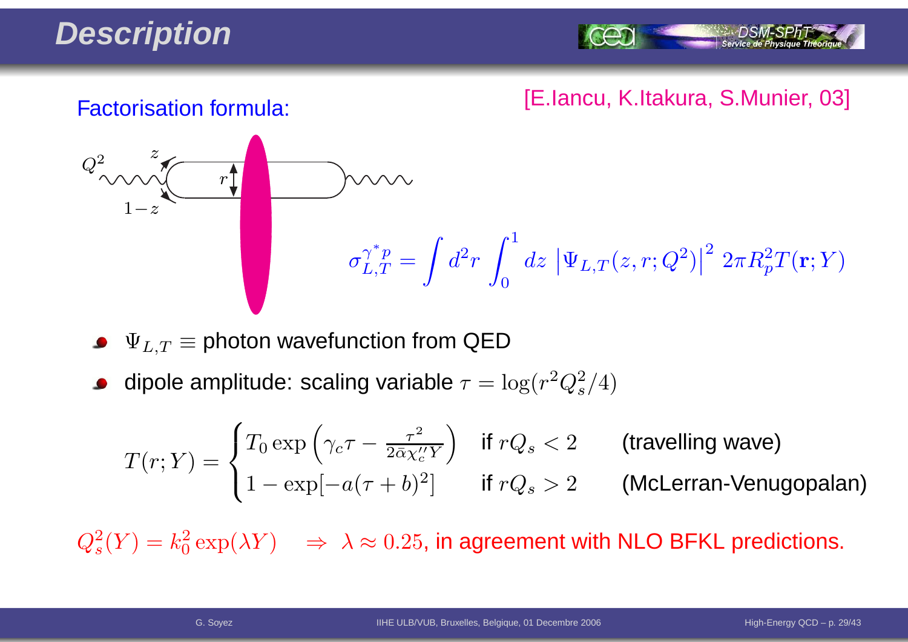# Description

Factorisation formula: [E.Iancu, K.Itakura, S.Munier, 03]

$$\sigma_{L,T}^{\gamma^* p} = \int d^2r \int_0^1 dz \, \left|\Psi_{L,T}(z,r;Q^2)\right|^2 \, 2\pi R_p^2 T(\mathbf{r};Y)$$

- $\Psi_{L,T} \equiv$ photon wavefunction from QED
- dipole amplitude: scaling variable $\tau = \log(r^2 Q_s^2/4)$

$$T(r;Y) = \begin{cases} T_0 \exp\left(\gamma_c \tau - \frac{\tau^2}{2\bar{\alpha}\chi_c'' Y}\right) & \text{if } rQ_s < 2 \qquad \text{(travelling wave)} \\ 1 - \exp[-a(\tau+b)^2] & \text{if } rQ_s > 2 \qquad \text{(McLerran-Venugopalan)} \end{cases}$$

$Q_s^2(Y) = k_0^2 \exp(\lambda Y) \quad \Rightarrow \; \lambda \approx 0.25$, in agreement with NLO BFKL predictions.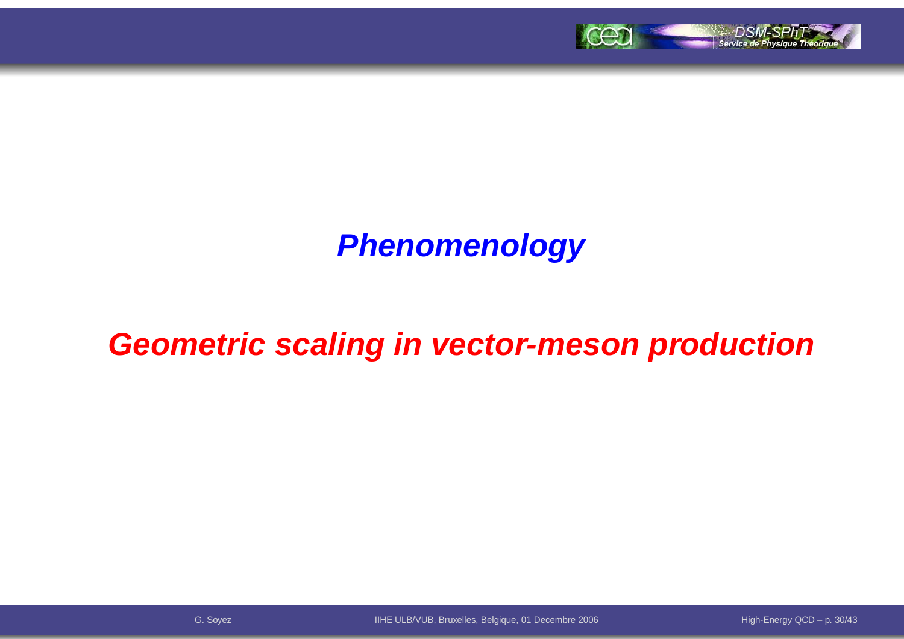# *Phenomenology*

## *Geometric scaling in vector-meson production*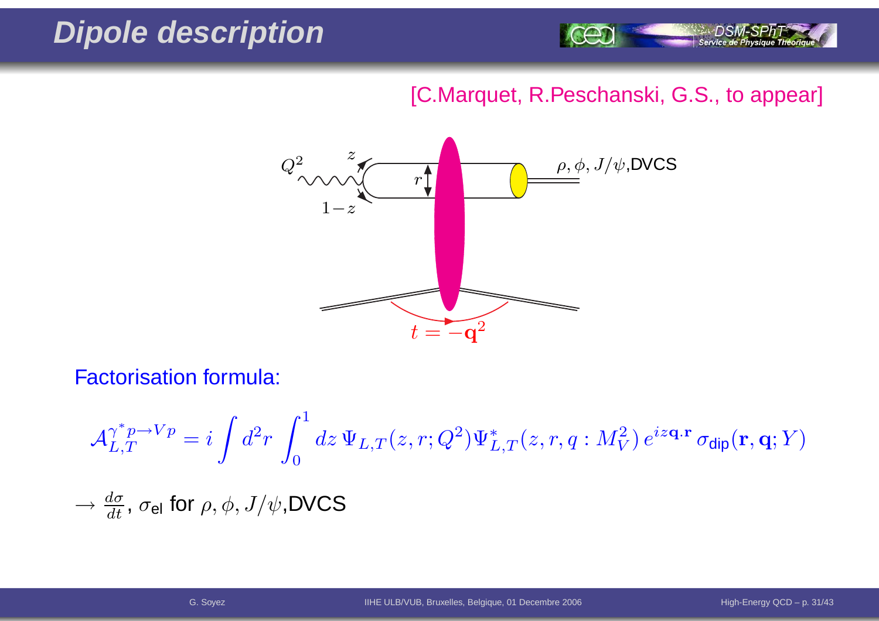# Dipole description

[C.Marquet, R.Peschanski, G.S., to appear]

Factorisation formula:

$$\mathcal{A}_{L,T}^{\gamma^* p \to Vp} = i \int d^2r \int_0^1 dz\, \Psi_{L,T}(z, r; Q^2) \Psi^*_{L,T}(z, r, q : M_V^2)\, e^{iz\mathbf{q}\cdot\mathbf{r}}\, \sigma_{\text{dip}}(\mathbf{r}, \mathbf{q}; Y)$$

$\longrightarrow \frac{d\sigma}{dt}$, $\sigma_{\text{el}}$ for $\rho, \phi, J/\psi$,DVCS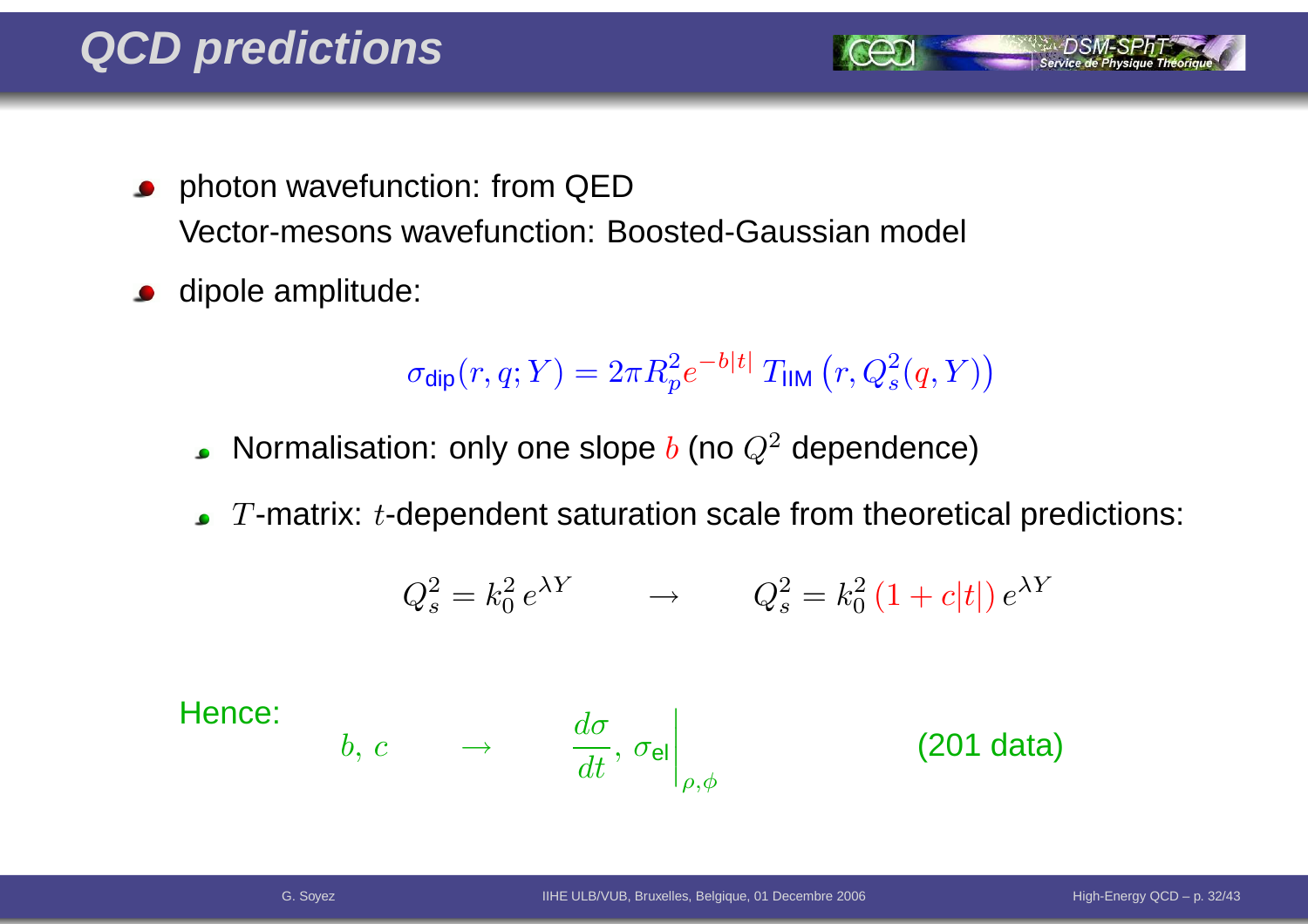# QCD predictions

- photon wavefunction: from QED
  Vector-mesons wavefunction: Boosted-Gaussian model
- dipole amplitude:

$$\sigma_{\text{dip}}(r, q; Y) = 2\pi R_p^2 e^{-b|t|}\, T_{\text{IIM}}\left(r, Q_s^2(q, Y)\right)$$

  - Normalisation: only one slope $b$ (no $Q^2$ dependence)
  - $T$-matrix: $t$-dependent saturation scale from theoretical predictions:

$$Q_s^2 = k_0^2\, e^{\lambda Y} \qquad \rightarrow \qquad Q_s^2 = k_0^2\,(1 + c|t|)\, e^{\lambda Y}$$

Hence:

$$b,\ c \qquad \rightarrow \qquad \frac{d\sigma}{dt},\ \sigma_{\text{el}}\Big|_{\rho,\phi} \qquad \text{(201 data)}$$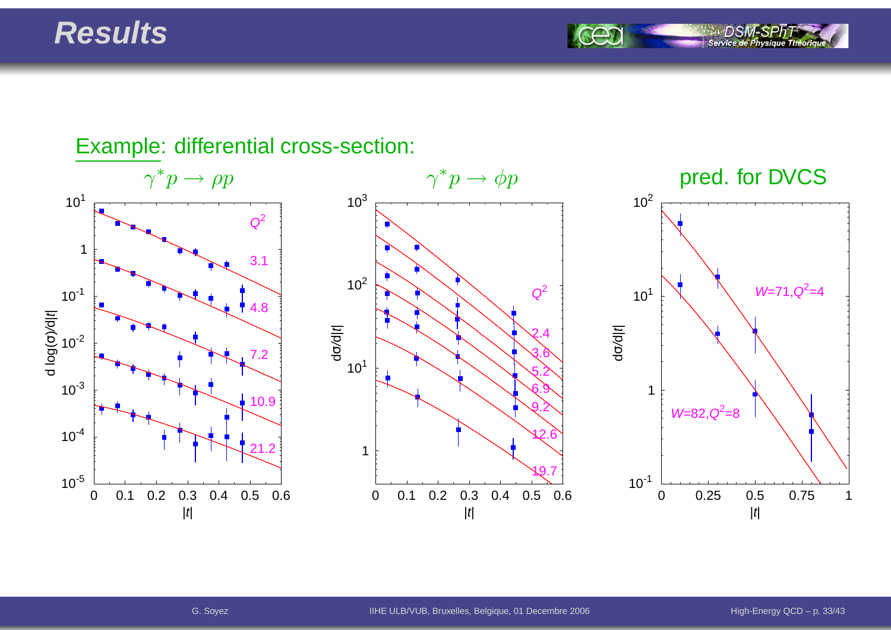# Results

Example: differential cross-section:

$\gamma^* p \to \rho p$

$\gamma^* p \to \phi p$

pred. for DVCS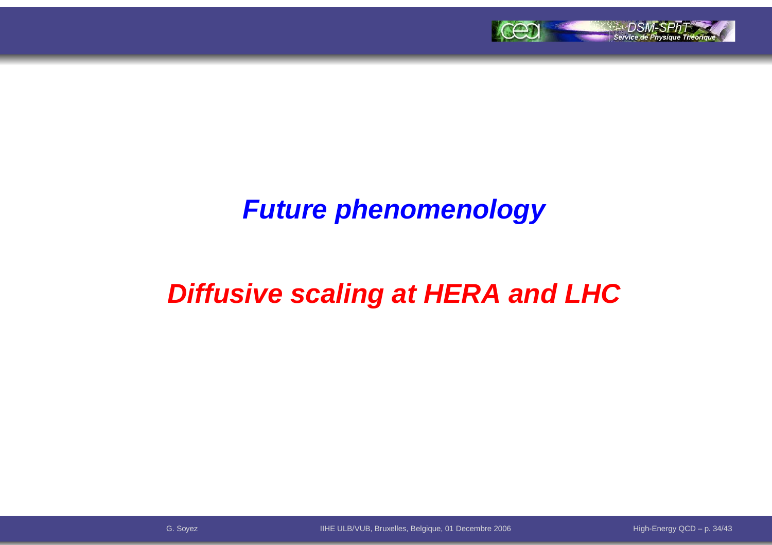# *Future phenomenology*

## *Diffusive scaling at HERA and LHC*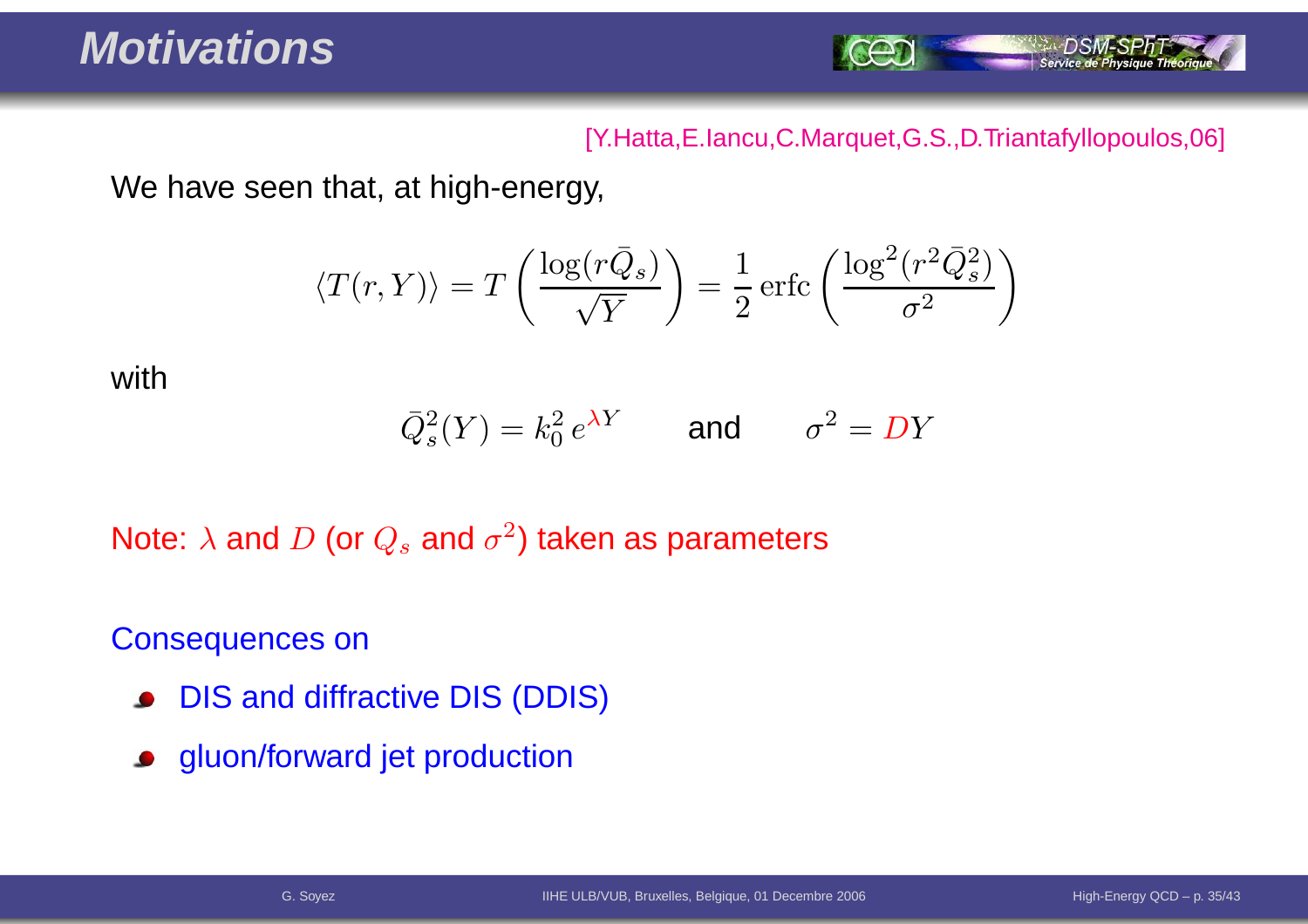# Motivations

[Y.Hatta,E.Iancu,C.Marquet,G.S.,D.Triantafyllopoulos,06]

We have seen that, at high-energy,

$$\langle T(r,Y)\rangle = T\left(\frac{\log(r\bar{Q}_s)}{\sqrt{Y}}\right) = \frac{1}{2}\,\text{erfc}\left(\frac{\log^2(r^2\bar{Q}_s^2)}{\sigma^2}\right)$$

with

$$\bar{Q}_s^2(Y) = k_0^2\,e^{\lambda Y} \qquad \text{and} \qquad \sigma^2 = DY$$

Note: $\lambda$ and $D$ (or $Q_s$ and $\sigma^2$) taken as parameters

Consequences on

- DIS and diffractive DIS (DDIS)
- gluon/forward jet production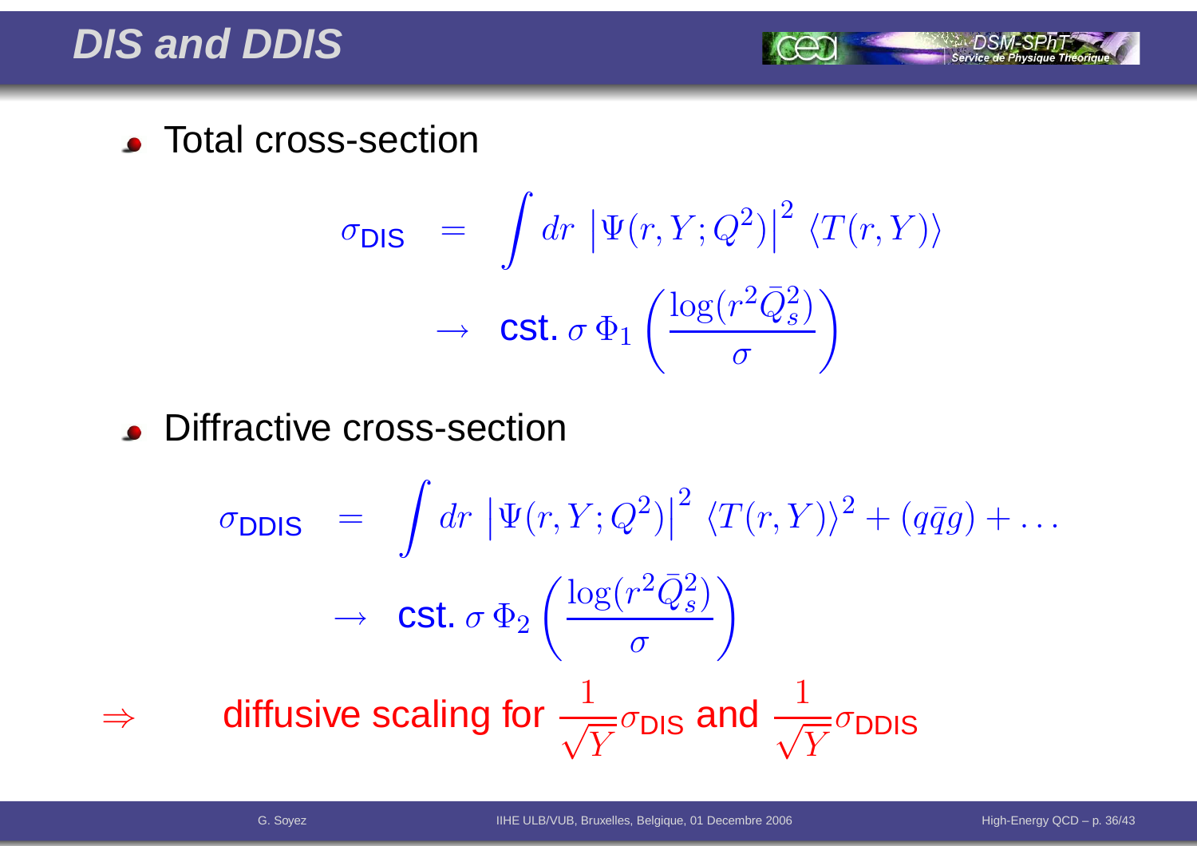# DIS and DDIS

- Total cross-section

$$\sigma_{\text{DIS}} = \int dr \, \left|\Psi(r, Y; Q^2)\right|^2 \, \langle T(r, Y)\rangle$$

$$\rightarrow \text{ cst. } \sigma \, \Phi_1\left(\frac{\log(r^2\bar{Q}_s^2)}{\sigma}\right)$$

- Diffractive cross-section

$$\sigma_{\text{DDIS}} = \int dr \, \left|\Psi(r, Y; Q^2)\right|^2 \, \langle T(r, Y)\rangle^2 + (q\bar{q}g) + \dots$$

$$\rightarrow \text{ cst. } \sigma \, \Phi_2\left(\frac{\log(r^2\bar{Q}_s^2)}{\sigma}\right)$$

$\Rightarrow$ diffusive scaling for $\frac{1}{\sqrt{Y}}\sigma_{\text{DIS}}$ and $\frac{1}{\sqrt{Y}}\sigma_{\text{DDIS}}$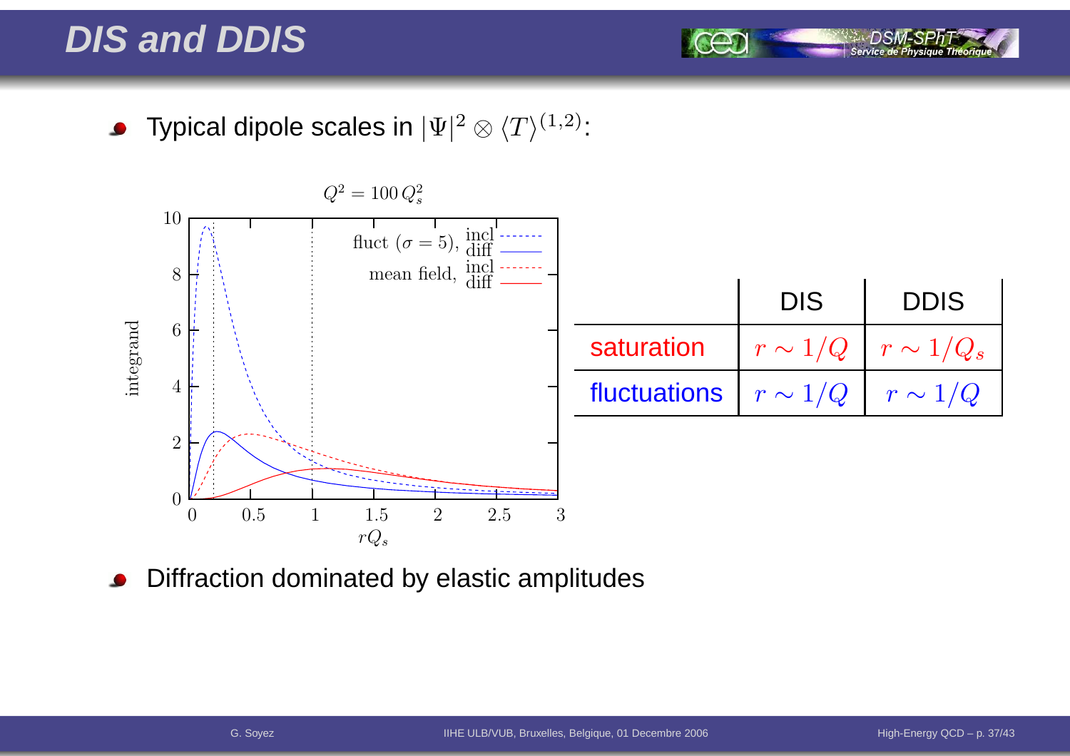# DIS and DDIS

- Typical dipole scales in $|\Psi|^2 \otimes \langle T \rangle^{(1,2)}$:

| | DIS | DDIS |
|---|---|---|
| saturation | $r \sim 1/Q$ | $r \sim 1/Q_s$ |
| fluctuations | $r \sim 1/Q$ | $r \sim 1/Q$ |

- Diffraction dominated by elastic amplitudes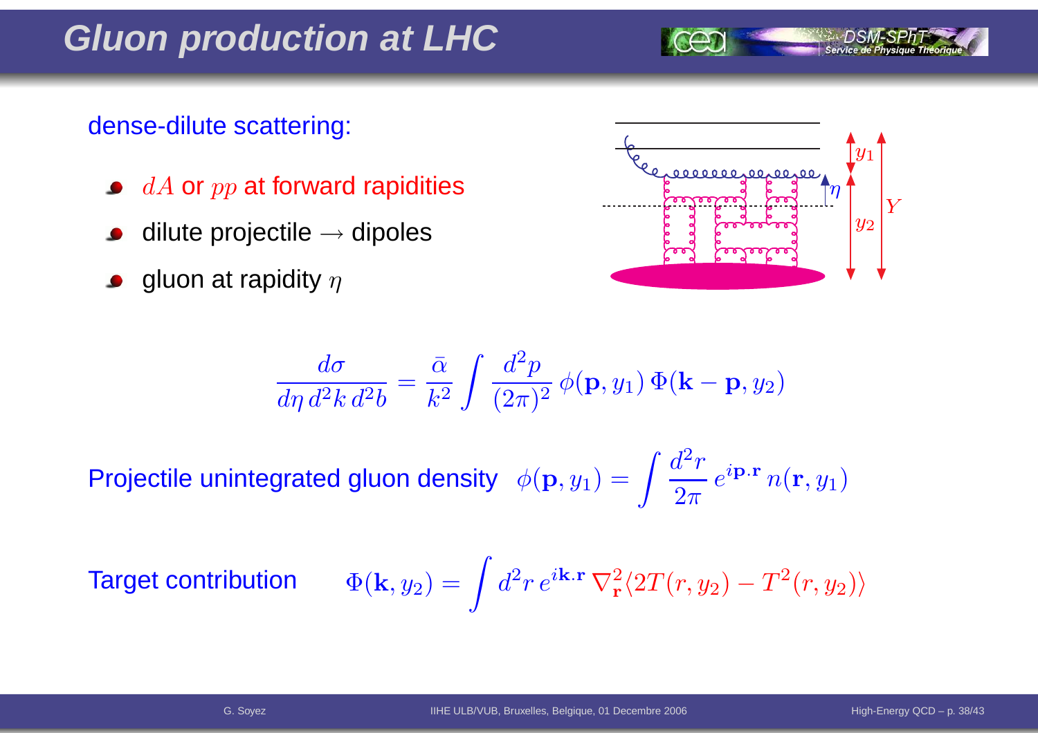# Gluon production at LHC

dense-dilute scattering:

- $dA$ or $pp$ at forward rapidities
- dilute projectile $\rightarrow$ dipoles
- gluon at rapidity $\eta$

$$\frac{d\sigma}{d\eta\, d^2k\, d^2b} = \frac{\bar{\alpha}}{k^2} \int \frac{d^2p}{(2\pi)^2}\, \phi(\mathbf{p}, y_1)\, \Phi(\mathbf{k}-\mathbf{p}, y_2)$$

Projectile unintegrated gluon density $\phi(\mathbf{p}, y_1) = \displaystyle\int \frac{d^2r}{2\pi}\, e^{i\mathbf{p}.\mathbf{r}}\, n(\mathbf{r}, y_1)$

Target contribution $\Phi(\mathbf{k}, y_2) = \displaystyle\int d^2r\, e^{i\mathbf{k}.\mathbf{r}}\, \nabla^2_{\mathbf{r}} \langle 2T(r, y_2) - T^2(r, y_2)\rangle$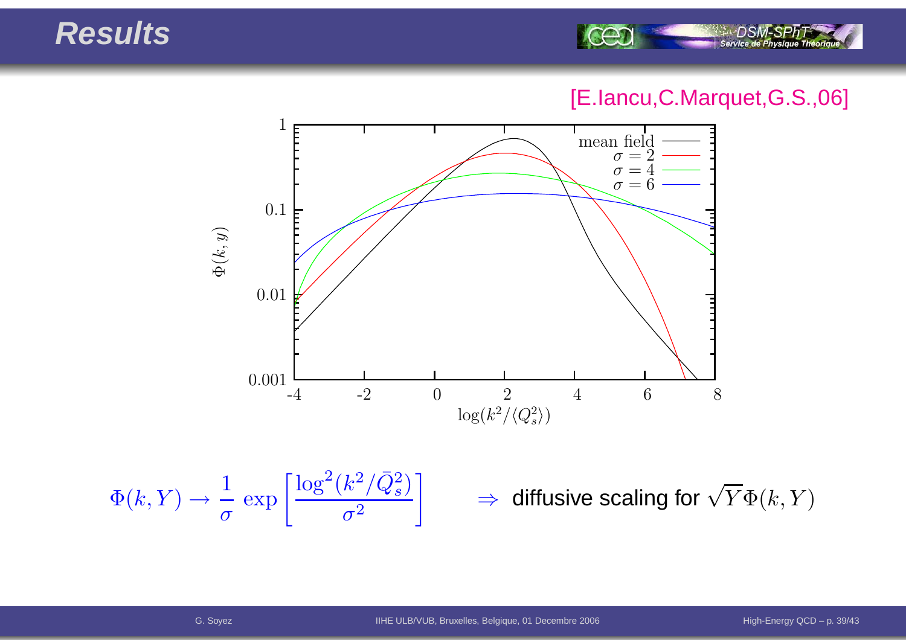# Results

[E.Iancu,C.Marquet,G.S.,06]

$$\Phi(k,Y) \to \frac{1}{\sigma}\,\exp\left[\frac{\log^2(k^2/\bar{Q}_s^2)}{\sigma^2}\right]$$

$\Rightarrow$ diffusive scaling for $\sqrt{Y}\Phi(k,Y)$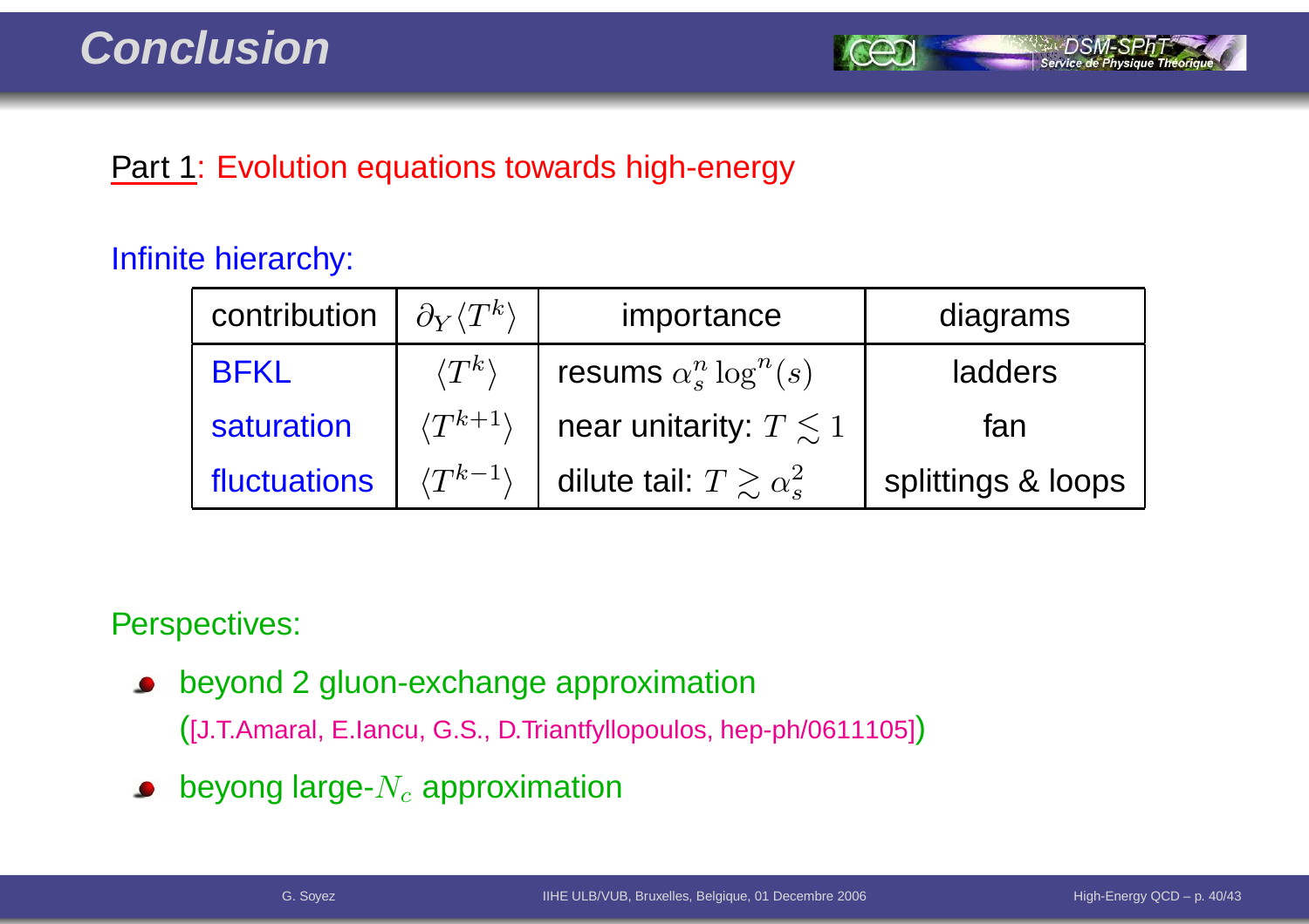# Conclusion

Part 1: Evolution equations towards high-energy

Infinite hierarchy:

| contribution | $\partial_Y \langle T^k \rangle$ | importance | diagrams |
|---|---|---|---|
| BFKL | $\langle T^k \rangle$ | resums $\alpha_s^n \log^n(s)$ | ladders |
| saturation | $\langle T^{k+1} \rangle$ | near unitarity: $T \lesssim 1$ | fan |
| fluctuations | $\langle T^{k-1} \rangle$ | dilute tail: $T \gtrsim \alpha_s^2$ | splittings & loops |

Perspectives:

- beyond 2 gluon-exchange approximation
  ([J.T.Amaral, E.Iancu, G.S., D.Triantfyllopoulos, hep-ph/0611105])
- beyong large-$N_c$ approximation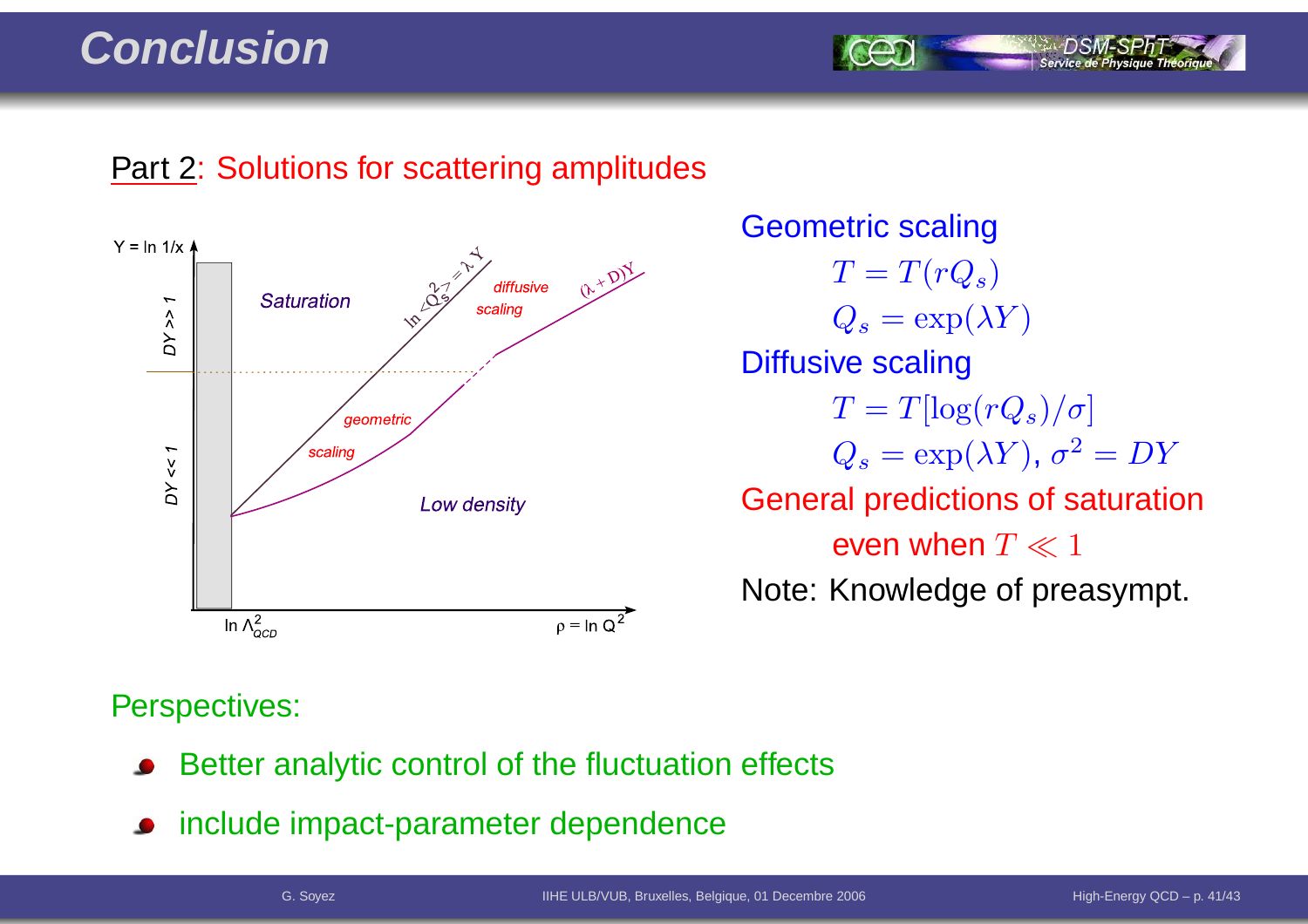# Conclusion

Part 2: Solutions for scattering amplitudes

Y = ln 1/x

DY >> 1

DY << 1

Saturation

$\ln \langle Q_s^2 \rangle = \lambda Y$

diffusive scaling

$(\lambda + D)Y$

geometric scaling

Low density

ln $\Lambda^2_{QCD}$

ρ = ln $Q^2$

Geometric scaling

$$T = T(rQ_s)$$

$$Q_s = \exp(\lambda Y)$$

Diffusive scaling

$$T = T[\log(rQ_s)/\sigma]$$

$$Q_s = \exp(\lambda Y),\ \sigma^2 = DY$$

General predictions of saturation even when $T \ll 1$

Note: Knowledge of preasympt.

Perspectives:

- Better analytic control of the fluctuation effects
- include impact-parameter dependence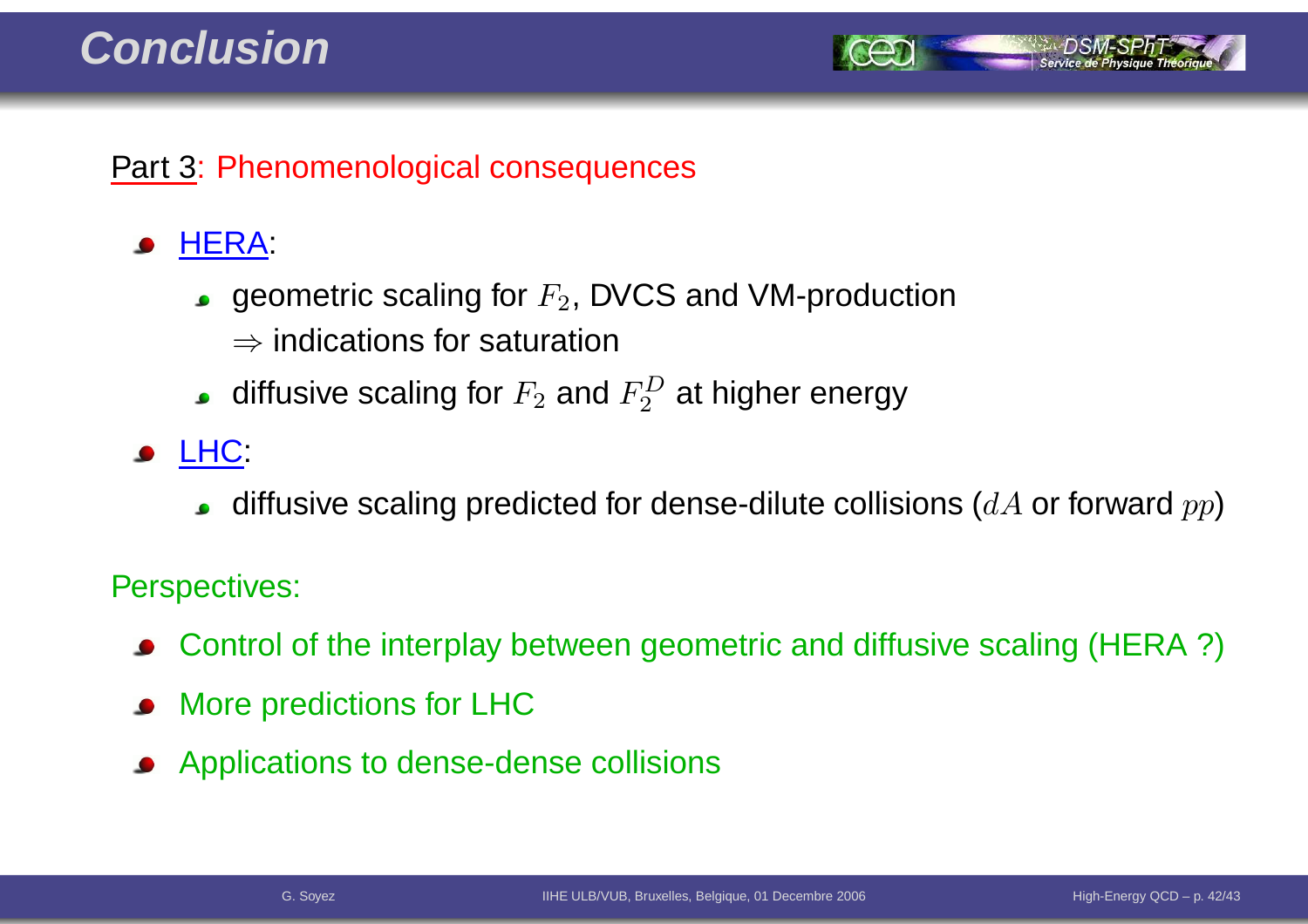# Conclusion

Part 3: Phenomenological consequences

- HERA:
  - geometric scaling for $F_2$, DVCS and VM-production
    $\Rightarrow$ indications for saturation
  - diffusive scaling for $F_2$ and $F_2^D$ at higher energy
- LHC:
  - diffusive scaling predicted for dense-dilute collisions ($dA$ or forward $pp$)

Perspectives:

- Control of the interplay between geometric and diffusive scaling (HERA ?)
- More predictions for LHC
- Applications to dense-dense collisions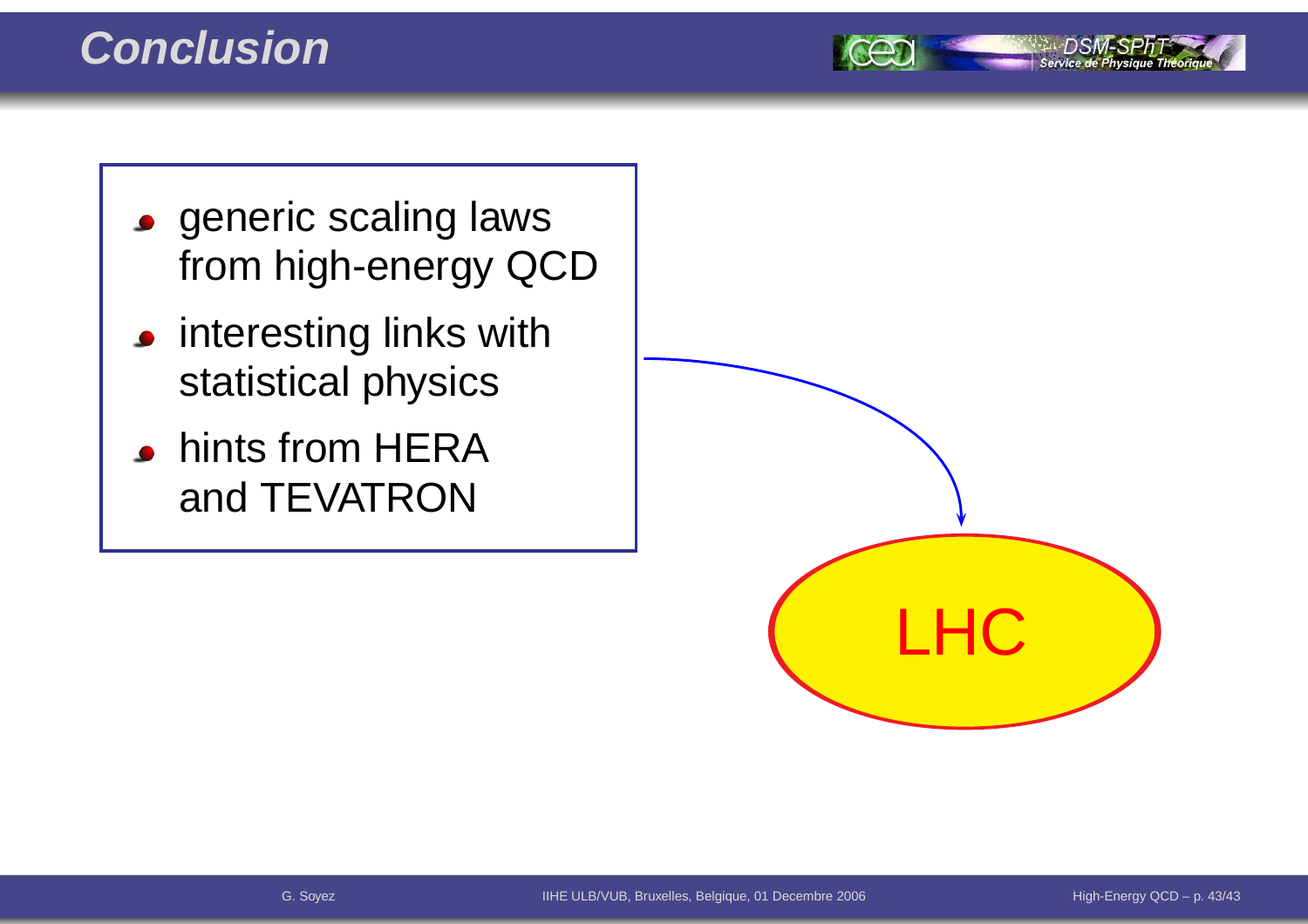# Conclusion

- generic scaling laws from high-energy QCD
- interesting links with statistical physics
- hints from HERA and TEVATRON

LHC